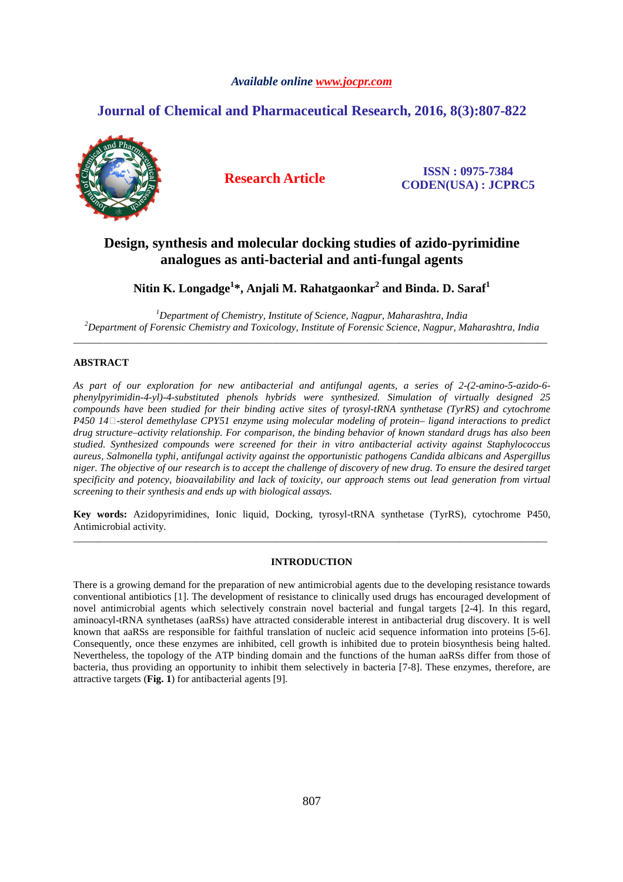# Design, synthesis and molecular docking studies of azido-pyrimidine analogues as anti-bacterial and anti-fungal agents

**Nitin K. Longadge[1]*, Anjali M. Rahatgaonkar[2] and Binda. D. Saraf[1]**

[1]*Department of Chemistry, Institute of Science, Nagpur, Maharashtra, India*
[2]*Department of Forensic Chemistry and Toxicology, Institute of Forensic Science, Nagpur, Maharashtra, India*

---

## ABSTRACT

*As part of our exploration for new antibacterial and antifungal agents, a series of 2-(2-amino-5-azido-6-phenylpyrimidin-4-yl)-4-substituted phenols hybrids were synthesized. Simulation of virtually designed 25 compounds have been studied for their binding active sites of tyrosyl-tRNA synthetase (TyrRS) and cytochrome P450 14□-sterol demethylase CPY51 enzyme using molecular modeling of protein– ligand interactions to predict drug structure–activity relationship. For comparison, the binding behavior of known standard drugs has also been studied. Synthesized compounds were screened for their in vitro antibacterial activity against Staphylococcus aureus, Salmonella typhi, antifungal activity against the opportunistic pathogens Candida albicans and Aspergillus niger. The objective of our research is to accept the challenge of discovery of new drug. To ensure the desired target specificity and potency, bioavailability and lack of toxicity, our approach stems out lead generation from virtual screening to their synthesis and ends up with biological assays.*

**Key words:** Azidopyrimidines, Ionic liquid, Docking, tyrosyl-tRNA synthetase (TyrRS), cytochrome P450, Antimicrobial activity.

---

## INTRODUCTION

There is a growing demand for the preparation of new antimicrobial agents due to the developing resistance towards conventional antibiotics [1]. The development of resistance to clinically used drugs has encouraged development of novel antimicrobial agents which selectively constrain novel bacterial and fungal targets [2-4]. In this regard, aminoacyl-tRNA synthetases (aaRSs) have attracted considerable interest in antibacterial drug discovery. It is well known that aaRSs are responsible for faithful translation of nucleic acid sequence information into proteins [5-6]. Consequently, once these enzymes are inhibited, cell growth is inhibited due to protein biosynthesis being halted. Nevertheless, the topology of the ATP binding domain and the functions of the human aaRSs differ from those of bacteria, thus providing an opportunity to inhibit them selectively in bacteria [7-8]. These enzymes, therefore, are attractive targets (**Fig. 1**) for antibacterial agents [9].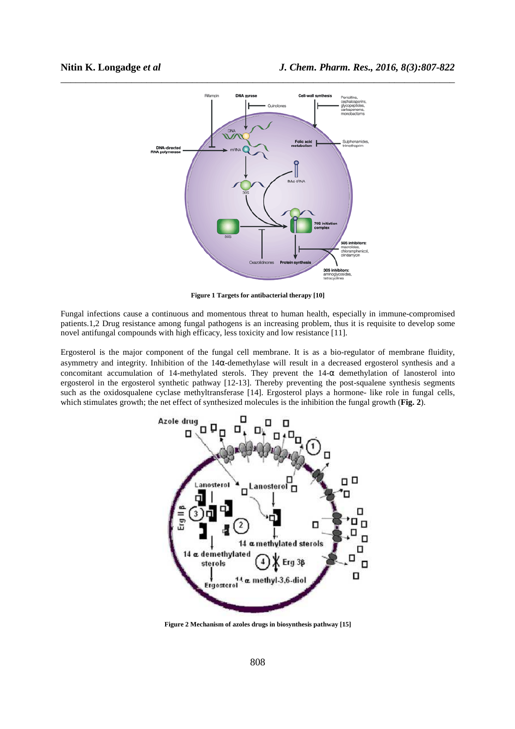Figure 1 Targets for antibacterial therapy [10]

Fungal infections cause a continuous and momentous threat to human health, especially in immune-compromised patients.1,2 Drug resistance among fungal pathogens is an increasing problem, thus it is requisite to develop some novel antifungal compounds with high efficacy, less toxicity and low resistance [11].

Ergosterol is the major component of the fungal cell membrane. It is as a bio-regulator of membrane fluidity, asymmetry and integrity. Inhibition of the 14α-demethylase will result in a decreased ergosterol synthesis and a concomitant accumulation of 14-methylated sterols. They prevent the 14-α demethylation of lanosterol into ergosterol in the ergosterol synthetic pathway [12-13]. Thereby preventing the post-squalene synthesis segments such as the oxidosqualene cyclase methyltransferase [14]. Ergosterol plays a hormone- like role in fungal cells, which stimulates growth; the net effect of synthesized molecules is the inhibition the fungal growth (**Fig. 2**).

Figure 2 Mechanism of azoles drugs in biosynthesis pathway [15]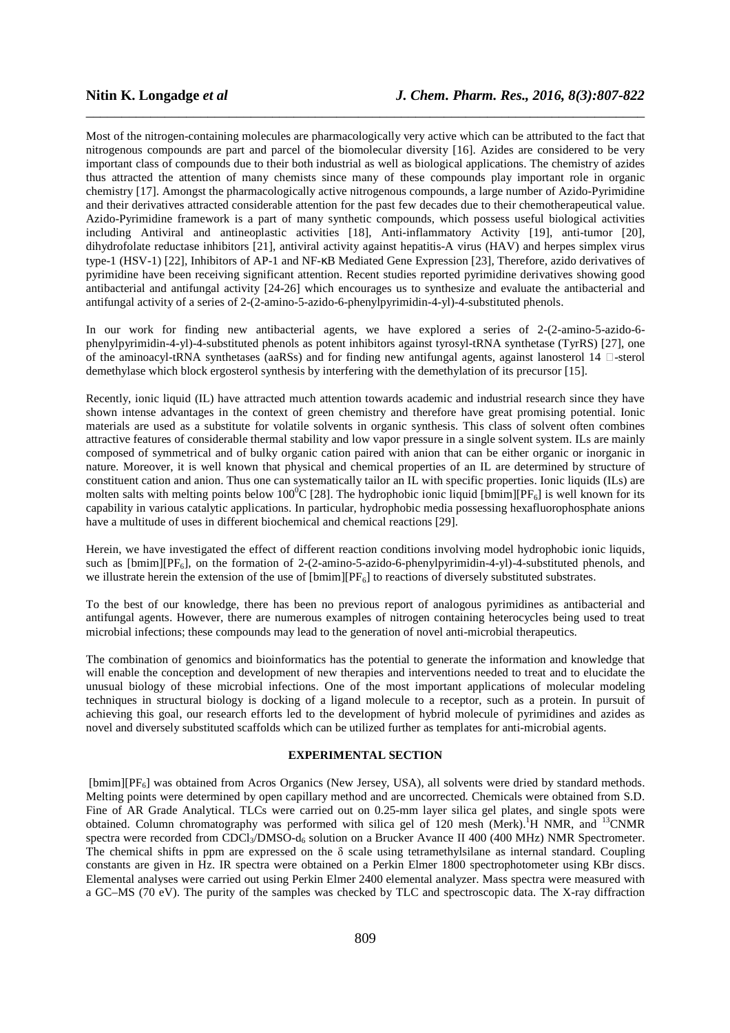Most of the nitrogen-containing molecules are pharmacologically very active which can be attributed to the fact that nitrogenous compounds are part and parcel of the biomolecular diversity [16]. Azides are considered to be very important class of compounds due to their both industrial as well as biological applications. The chemistry of azides thus attracted the attention of many chemists since many of these compounds play important role in organic chemistry [17]. Amongst the pharmacologically active nitrogenous compounds, a large number of Azido-Pyrimidine and their derivatives attracted considerable attention for the past few decades due to their chemotherapeutical value. Azido-Pyrimidine framework is a part of many synthetic compounds, which possess useful biological activities including Antiviral and antineoplastic activities [18], Anti-inflammatory Activity [19], anti-tumor [20], dihydrofolate reductase inhibitors [21], antiviral activity against hepatitis-A virus (HAV) and herpes simplex virus type-1 (HSV-1) [22], Inhibitors of AP-1 and NF-κB Mediated Gene Expression [23], Therefore, azido derivatives of pyrimidine have been receiving significant attention. Recent studies reported pyrimidine derivatives showing good antibacterial and antifungal activity [24-26] which encourages us to synthesize and evaluate the antibacterial and antifungal activity of a series of 2-(2-amino-5-azido-6-phenylpyrimidin-4-yl)-4-substituted phenols.

In our work for finding new antibacterial agents, we have explored a series of 2-(2-amino-5-azido-6-phenylpyrimidin-4-yl)-4-substituted phenols as potent inhibitors against tyrosyl-tRNA synthetase (TyrRS) [27], one of the aminoacyl-tRNA synthetases (aaRSs) and for finding new antifungal agents, against lanosterol 14 □-sterol demethylase which block ergosterol synthesis by interfering with the demethylation of its precursor [15].

Recently, ionic liquid (IL) have attracted much attention towards academic and industrial research since they have shown intense advantages in the context of green chemistry and therefore have great promising potential. Ionic materials are used as a substitute for volatile solvents in organic synthesis. This class of solvent often combines attractive features of considerable thermal stability and low vapor pressure in a single solvent system. ILs are mainly composed of symmetrical and of bulky organic cation paired with anion that can be either organic or inorganic in nature. Moreover, it is well known that physical and chemical properties of an IL are determined by structure of constituent cation and anion. Thus one can systematically tailor an IL with specific properties. Ionic liquids (ILs) are molten salts with melting points below $100^{0}$C [28]. The hydrophobic ionic liquid [bmim][$PF_6$] is well known for its capability in various catalytic applications. In particular, hydrophobic media possessing hexafluorophosphate anions have a multitude of uses in different biochemical and chemical reactions [29].

Herein, we have investigated the effect of different reaction conditions involving model hydrophobic ionic liquids, such as [bmim][$PF_6$], on the formation of 2-(2-amino-5-azido-6-phenylpyrimidin-4-yl)-4-substituted phenols, and we illustrate herein the extension of the use of [bmim][$PF_6$] to reactions of diversely substituted substrates.

To the best of our knowledge, there has been no previous report of analogous pyrimidines as antibacterial and antifungal agents. However, there are numerous examples of nitrogen containing heterocycles being used to treat microbial infections; these compounds may lead to the generation of novel anti-microbial therapeutics.

The combination of genomics and bioinformatics has the potential to generate the information and knowledge that will enable the conception and development of new therapies and interventions needed to treat and to elucidate the unusual biology of these microbial infections. One of the most important applications of molecular modeling techniques in structural biology is docking of a ligand molecule to a receptor, such as a protein. In pursuit of achieving this goal, our research efforts led to the development of hybrid molecule of pyrimidines and azides as novel and diversely substituted scaffolds which can be utilized further as templates for anti-microbial agents.

## EXPERIMENTAL SECTION

[bmim][$PF_6$] was obtained from Acros Organics (New Jersey, USA), all solvents were dried by standard methods. Melting points were determined by open capillary method and are uncorrected. Chemicals were obtained from S.D. Fine of AR Grade Analytical. TLCs were carried out on 0.25-mm layer silica gel plates, and single spots were obtained. Column chromatography was performed with silica gel of 120 mesh (Merk).$^{1}$H NMR, and $^{13}$CNMR spectra were recorded from $CDCl_3$/DMSO-$d_6$ solution on a Brucker Avance II 400 (400 MHz) NMR Spectrometer. The chemical shifts in ppm are expressed on the δ scale using tetramethylsilane as internal standard. Coupling constants are given in Hz. IR spectra were obtained on a Perkin Elmer 1800 spectrophotometer using KBr discs. Elemental analyses were carried out using Perkin Elmer 2400 elemental analyzer. Mass spectra were measured with a GC–MS (70 eV). The purity of the samples was checked by TLC and spectroscopic data. The X-ray diffraction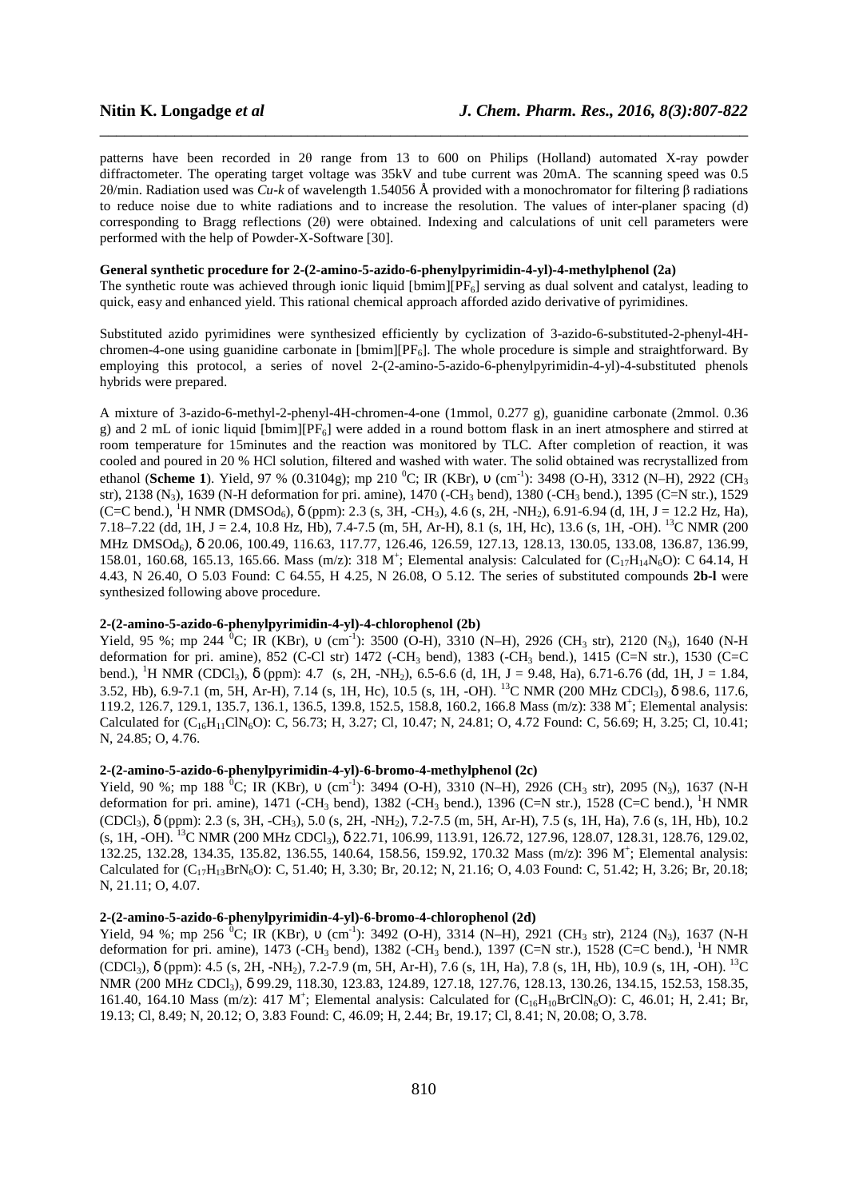patterns have been recorded in 2θ range from 13 to 600 on Philips (Holland) automated X-ray powder diffractometer. The operating target voltage was 35kV and tube current was 20mA. The scanning speed was 0.5 2θ/min. Radiation used was *Cu-k* of wavelength 1.54056 Å provided with a monochromator for filtering β radiations to reduce noise due to white radiations and to increase the resolution. The values of inter-planer spacing (d) corresponding to Bragg reflections (2θ) were obtained. Indexing and calculations of unit cell parameters were performed with the help of Powder-X-Software [30].

**General synthetic procedure for 2-(2-amino-5-azido-6-phenylpyrimidin-4-yl)-4-methylphenol (2a)**

The synthetic route was achieved through ionic liquid [bmim][$PF_6$] serving as dual solvent and catalyst, leading to quick, easy and enhanced yield. This rational chemical approach afforded azido derivative of pyrimidines.

Substituted azido pyrimidines were synthesized efficiently by cyclization of 3-azido-6-substituted-2-phenyl-4H-chromen-4-one using guanidine carbonate in [bmim][$PF_6$]. The whole procedure is simple and straightforward. By employing this protocol, a series of novel 2-(2-amino-5-azido-6-phenylpyrimidin-4-yl)-4-substituted phenols hybrids were prepared.

A mixture of 3-azido-6-methyl-2-phenyl-4H-chromen-4-one (1mmol, 0.277 g), guanidine carbonate (2mmol. 0.36 g) and 2 mL of ionic liquid [bmim][$PF_6$] were added in a round bottom flask in an inert atmosphere and stirred at room temperature for 15minutes and the reaction was monitored by TLC. After completion of reaction, it was cooled and poured in 20 % HCl solution, filtered and washed with water. The solid obtained was recrystallized from ethanol (**Scheme 1**). Yield, 97 % (0.3104g); mp 210 $^0$C; IR (KBr), υ ($cm^{-1}$): 3498 (O-H), 3312 (N–H), 2922 ($CH_3$ str), 2138 ($N_3$), 1639 (N-H deformation for pri. amine), 1470 (-$CH_3$ bend), 1380 (-$CH_3$ bend.), 1395 (C=N str.), 1529 (C=C bend.), $^1$H NMR (DMSOd$_6$), δ (ppm): 2.3 (s, 3H, -$CH_3$), 4.6 (s, 2H, -$NH_2$), 6.91-6.94 (d, 1H, J = 12.2 Hz, Ha), 7.18–7.22 (dd, 1H, J = 2.4, 10.8 Hz, Hb), 7.4-7.5 (m, 5H, Ar-H), 8.1 (s, 1H, Hc), 13.6 (s, 1H, -OH). $^{13}$C NMR (200 MHz DMSOd$_6$), δ 20.06, 100.49, 116.63, 117.77, 126.46, 126.59, 127.13, 128.13, 130.05, 133.08, 136.87, 136.99, 158.01, 160.68, 165.13, 165.66. Mass (m/z): 318 M$^+$; Elemental analysis: Calculated for ($C_{17}H_{14}N_6O$): C 64.14, H 4.43, N 26.40, O 5.03 Found: C 64.55, H 4.25, N 26.08, O 5.12. The series of substituted compounds **2b-l** were synthesized following above procedure.

**2-(2-amino-5-azido-6-phenylpyrimidin-4-yl)-4-chlorophenol (2b)**

Yield, 95 %; mp 244 $^0$C; IR (KBr), υ ($cm^{-1}$): 3500 (O-H), 3310 (N–H), 2926 ($CH_3$ str), 2120 ($N_3$), 1640 (N-H deformation for pri. amine), 852 (C-Cl str) 1472 (-$CH_3$ bend), 1383 (-$CH_3$ bend.), 1415 (C=N str.), 1530 (C=C bend.), $^1$H NMR ($CDCl_3$), δ (ppm): 4.7 (s, 2H, -$NH_2$), 6.5-6.6 (d, 1H, J = 9.48, Ha), 6.71-6.76 (dd, 1H, J = 1.84, 3.52, Hb), 6.9-7.1 (m, 5H, Ar-H), 7.14 (s, 1H, Hc), 10.5 (s, 1H, -OH). $^{13}$C NMR (200 MHz $CDCl_3$), δ 98.6, 117.6, 119.2, 126.7, 129.1, 135.7, 136.1, 136.5, 139.8, 152.5, 158.8, 160.2, 166.8 Mass (m/z): 338 M$^+$; Elemental analysis: Calculated for ($C_{16}H_{11}ClN_6O$): C, 56.73; H, 3.27; Cl, 10.47; N, 24.81; O, 4.72 Found: C, 56.69; H, 3.25; Cl, 10.41; N, 24.85; O, 4.76.

**2-(2-amino-5-azido-6-phenylpyrimidin-4-yl)-6-bromo-4-methylphenol (2c)**

Yield, 90 %; mp 188 $^0$C; IR (KBr), υ ($cm^{-1}$): 3494 (O-H), 3310 (N–H), 2926 ($CH_3$ str), 2095 ($N_3$), 1637 (N-H deformation for pri. amine), 1471 (-$CH_3$ bend), 1382 (-$CH_3$ bend.), 1396 (C=N str.), 1528 (C=C bend.), $^1$H NMR ($CDCl_3$), δ (ppm): 2.3 (s, 3H, -$CH_3$), 5.0 (s, 2H, -$NH_2$), 7.2-7.5 (m, 5H, Ar-H), 7.5 (s, 1H, Ha), 7.6 (s, 1H, Hb), 10.2 (s, 1H, -OH). $^{13}$C NMR (200 MHz $CDCl_3$), δ 22.71, 106.99, 113.91, 126.72, 127.96, 128.07, 128.31, 128.76, 129.02, 132.25, 132.28, 134.35, 135.82, 136.55, 140.64, 158.56, 159.92, 170.32 Mass (m/z): 396 M$^+$; Elemental analysis: Calculated for ($C_{17}H_{13}BrN_6O$): C, 51.40; H, 3.30; Br, 20.12; N, 21.16; O, 4.03 Found: C, 51.42; H, 3.26; Br, 20.18; N, 21.11; O, 4.07.

**2-(2-amino-5-azido-6-phenylpyrimidin-4-yl)-6-bromo-4-chlorophenol (2d)**

Yield, 94 %; mp 256 $^0$C; IR (KBr), υ ($cm^{-1}$): 3492 (O-H), 3314 (N–H), 2921 ($CH_3$ str), 2124 ($N_3$), 1637 (N-H deformation for pri. amine), 1473 (-$CH_3$ bend), 1382 (-$CH_3$ bend.), 1397 (C=N str.), 1528 (C=C bend.), $^1$H NMR ($CDCl_3$), δ (ppm): 4.5 (s, 2H, -$NH_2$), 7.2-7.9 (m, 5H, Ar-H), 7.6 (s, 1H, Ha), 7.8 (s, 1H, Hb), 10.9 (s, 1H, -OH). $^{13}$C NMR (200 MHz $CDCl_3$), δ 99.29, 118.30, 123.83, 124.89, 127.18, 127.76, 128.13, 130.26, 134.15, 152.53, 158.35, 161.40, 164.10 Mass (m/z): 417 M$^+$; Elemental analysis: Calculated for ($C_{16}H_{10}BrClN_6O$): C, 46.01; H, 2.41; Br, 19.13; Cl, 8.49; N, 20.12; O, 3.83 Found: C, 46.09; H, 2.44; Br, 19.17; Cl, 8.41; N, 20.08; O, 3.78.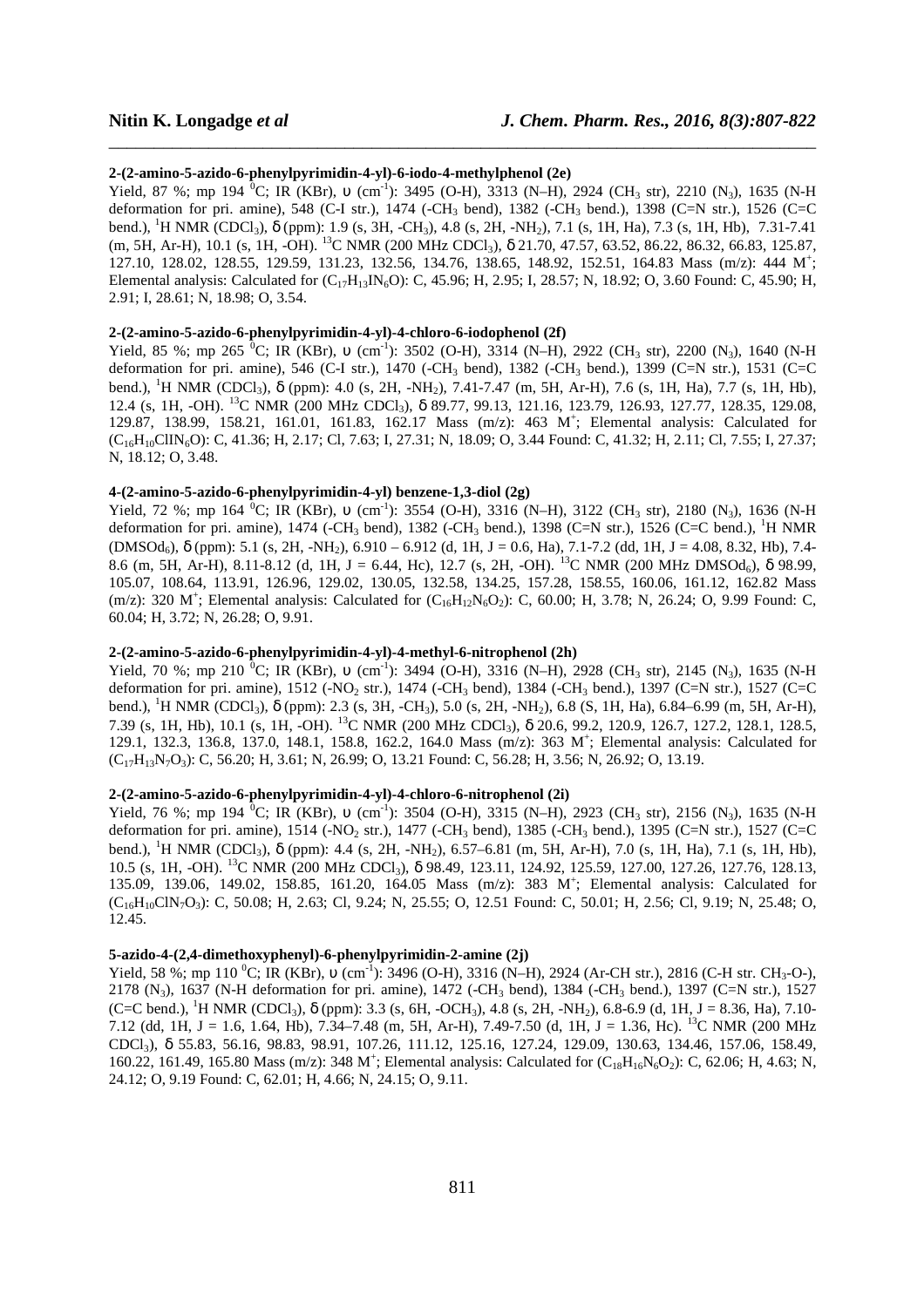**2-(2-amino-5-azido-6-phenylpyrimidin-4-yl)-6-iodo-4-methylphenol (2e)**

Yield, 87 %; mp 194 $^0$C; IR (KBr), υ (cm$^{-1}$): 3495 (O-H), 3313 (N–H), 2924 ($CH_3$ str), 2210 ($N_3$), 1635 (N-H deformation for pri. amine), 548 (C-I str.), 1474 (-$CH_3$ bend), 1382 (-$CH_3$ bend.), 1398 (C=N str.), 1526 (C=C bend.), $^1$H NMR ($CDCl_3$), δ (ppm): 1.9 (s, 3H, -$CH_3$), 4.8 (s, 2H, -$NH_2$), 7.1 (s, 1H, Ha), 7.3 (s, 1H, Hb), 7.31-7.41 (m, 5H, Ar-H), 10.1 (s, 1H, -OH). $^{13}$C NMR (200 MHz $CDCl_3$), δ 21.70, 47.57, 63.52, 86.22, 86.32, 66.83, 125.87, 127.10, 128.02, 128.55, 129.59, 131.23, 132.56, 134.76, 138.65, 148.92, 152.51, 164.83 Mass (m/z): 444 $M^+$; Elemental analysis: Calculated for ($C_{17}H_{13}IN_6O$): C, 45.96; H, 2.95; I, 28.57; N, 18.92; O, 3.60 Found: C, 45.90; H, 2.91; I, 28.61; N, 18.98; O, 3.54.

**2-(2-amino-5-azido-6-phenylpyrimidin-4-yl)-4-chloro-6-iodophenol (2f)**

Yield, 85 %; mp 265 $^0$C; IR (KBr), υ (cm$^{-1}$): 3502 (O-H), 3314 (N–H), 2922 ($CH_3$ str), 2200 ($N_3$), 1640 (N-H deformation for pri. amine), 546 (C-I str.), 1470 (-$CH_3$ bend), 1382 (-$CH_3$ bend.), 1399 (C=N str.), 1531 (C=C bend.), $^1$H NMR ($CDCl_3$), δ (ppm): 4.0 (s, 2H, -$NH_2$), 7.41-7.47 (m, 5H, Ar-H), 7.6 (s, 1H, Ha), 7.7 (s, 1H, Hb), 12.4 (s, 1H, -OH). $^{13}$C NMR (200 MHz $CDCl_3$), δ 89.77, 99.13, 121.16, 123.79, 126.93, 127.77, 128.35, 129.08, 129.87, 138.99, 158.21, 161.01, 161.83, 162.17 Mass (m/z): 463 $M^+$; Elemental analysis: Calculated for ($C_{16}H_{10}ClIN_6O$): C, 41.36; H, 2.17; Cl, 7.63; I, 27.31; N, 18.09; O, 3.44 Found: C, 41.32; H, 2.11; Cl, 7.55; I, 27.37; N, 18.12; O, 3.48.

**4-(2-amino-5-azido-6-phenylpyrimidin-4-yl) benzene-1,3-diol (2g)**

Yield, 72 %; mp 164 $^0$C; IR (KBr), υ (cm$^{-1}$): 3554 (O-H), 3316 (N–H), 3122 ($CH_3$ str), 2180 ($N_3$), 1636 (N-H deformation for pri. amine), 1474 (-$CH_3$ bend), 1382 (-$CH_3$ bend.), 1398 (C=N str.), 1526 (C=C bend.), $^1$H NMR (DMSO$d_6$), δ (ppm): 5.1 (s, 2H, -$NH_2$), 6.910 – 6.912 (d, 1H, J = 0.6, Ha), 7.1-7.2 (dd, 1H, J = 4.08, 8.32, Hb), 7.4-8.6 (m, 5H, Ar-H), 8.11-8.12 (d, 1H, J = 6.44, Hc), 12.7 (s, 2H, -OH). $^{13}$C NMR (200 MHz DMSO$d_6$), δ 98.99, 105.07, 108.64, 113.91, 126.96, 129.02, 130.05, 132.58, 134.25, 157.28, 158.55, 160.06, 161.12, 162.82 Mass (m/z): 320 $M^+$; Elemental analysis: Calculated for ($C_{16}H_{12}N_6O_2$): C, 60.00; H, 3.78; N, 26.24; O, 9.99 Found: C, 60.04; H, 3.72; N, 26.28; O, 9.91.

**2-(2-amino-5-azido-6-phenylpyrimidin-4-yl)-4-methyl-6-nitrophenol (2h)**

Yield, 70 %; mp 210 $^0$C; IR (KBr), υ (cm$^{-1}$): 3494 (O-H), 3316 (N–H), 2928 ($CH_3$ str), 2145 ($N_3$), 1635 (N-H deformation for pri. amine), 1512 (-$NO_2$ str.), 1474 (-$CH_3$ bend), 1384 (-$CH_3$ bend.), 1397 (C=N str.), 1527 (C=C bend.), $^1$H NMR ($CDCl_3$), δ (ppm): 2.3 (s, 3H, -$CH_3$), 5.0 (s, 2H, -$NH_2$), 6.8 (S, 1H, Ha), 6.84–6.99 (m, 5H, Ar-H), 7.39 (s, 1H, Hb), 10.1 (s, 1H, -OH). $^{13}$C NMR (200 MHz $CDCl_3$), δ 20.6, 99.2, 120.9, 126.7, 127.2, 128.1, 128.5, 129.1, 132.3, 136.8, 137.0, 148.1, 158.8, 162.2, 164.0 Mass (m/z): 363 $M^+$; Elemental analysis: Calculated for ($C_{17}H_{13}N_7O_3$): C, 56.20; H, 3.61; N, 26.99; O, 13.21 Found: C, 56.28; H, 3.56; N, 26.92; O, 13.19.

**2-(2-amino-5-azido-6-phenylpyrimidin-4-yl)-4-chloro-6-nitrophenol (2i)**

Yield, 76 %; mp 194 $^0$C; IR (KBr), υ (cm$^{-1}$): 3504 (O-H), 3315 (N–H), 2923 ($CH_3$ str), 2156 ($N_3$), 1635 (N-H deformation for pri. amine), 1514 (-$NO_2$ str.), 1477 (-$CH_3$ bend), 1385 (-$CH_3$ bend.), 1395 (C=N str.), 1527 (C=C bend.), $^1$H NMR ($CDCl_3$), δ (ppm): 4.4 (s, 2H, -$NH_2$), 6.57–6.81 (m, 5H, Ar-H), 7.0 (s, 1H, Ha), 7.1 (s, 1H, Hb), 10.5 (s, 1H, -OH). $^{13}$C NMR (200 MHz $CDCl_3$), δ 98.49, 123.11, 124.92, 125.59, 127.00, 127.26, 127.76, 128.13, 135.09, 139.06, 149.02, 158.85, 161.20, 164.05 Mass (m/z): 383 $M^+$; Elemental analysis: Calculated for ($C_{16}H_{10}ClN_7O_3$): C, 50.08; H, 2.63; Cl, 9.24; N, 25.55; O, 12.51 Found: C, 50.01; H, 2.56; Cl, 9.19; N, 25.48; O, 12.45.

**5-azido-4-(2,4-dimethoxyphenyl)-6-phenylpyrimidin-2-amine (2j)**

Yield, 58 %; mp 110 $^0$C; IR (KBr), υ (cm$^{-1}$): 3496 (O-H), 3316 (N–H), 2924 (Ar-CH str.), 2816 (C-H str. $CH_3$-O-), 2178 ($N_3$), 1637 (N-H deformation for pri. amine), 1472 (-$CH_3$ bend), 1384 (-$CH_3$ bend.), 1397 (C=N str.), 1527 (C=C bend.), $^1$H NMR ($CDCl_3$), δ (ppm): 3.3 (s, 6H, -$OCH_3$), 4.8 (s, 2H, -$NH_2$), 6.8-6.9 (d, 1H, J = 8.36, Ha), 7.10-7.12 (dd, 1H, J = 1.6, 1.64, Hb), 7.34–7.48 (m, 5H, Ar-H), 7.49-7.50 (d, 1H, J = 1.36, Hc). $^{13}$C NMR (200 MHz $CDCl_3$), δ 55.83, 56.16, 98.83, 98.91, 107.26, 111.12, 125.16, 127.24, 129.09, 130.63, 134.46, 157.06, 158.49, 160.22, 161.49, 165.80 Mass (m/z): 348 $M^+$; Elemental analysis: Calculated for ($C_{18}H_{16}N_6O_2$): C, 62.06; H, 4.63; N, 24.12; O, 9.19 Found: C, 62.01; H, 4.66; N, 24.15; O, 9.11.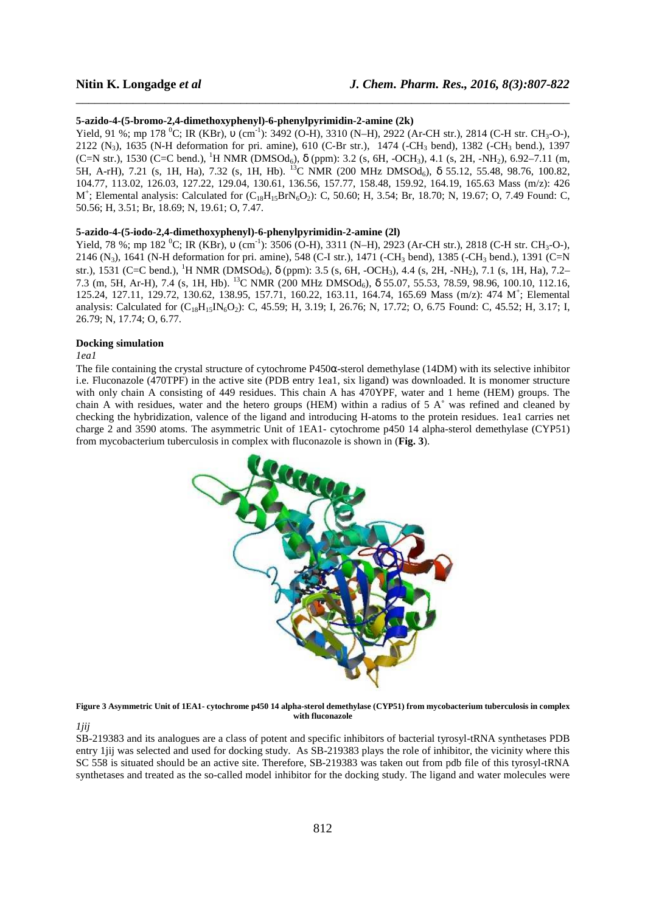**5-azido-4-(5-bromo-2,4-dimethoxyphenyl)-6-phenylpyrimidin-2-amine (2k)**

Yield, 91 %; mp 178 $^0$C; IR (KBr), υ ($cm^{-1}$): 3492 (O-H), 3310 (N–H), 2922 (Ar-CH str.), 2814 (C-H str. $CH_3$-O-), 2122 ($N_3$), 1635 (N-H deformation for pri. amine), 610 (C-Br str.), 1474 (-$CH_3$ bend), 1382 (-$CH_3$ bend.), 1397 (C=N str.), 1530 (C=C bend.), $^1$H NMR (DMSOd$_6$), δ (ppm): 3.2 (s, 6H, -$OCH_3$), 4.1 (s, 2H, -$NH_2$), 6.92–7.11 (m, 5H, A-rH), 7.21 (s, 1H, Ha), 7.32 (s, 1H, Hb). $^{13}$C NMR (200 MHz DMSOd$_6$), δ 55.12, 55.48, 98.76, 100.82, 104.77, 113.02, 126.03, 127.22, 129.04, 130.61, 136.56, 157.77, 158.48, 159.92, 164.19, 165.63 Mass (m/z): 426 $M^+$; Elemental analysis: Calculated for ($C_{18}H_{15}BrN_6O_2$): C, 50.60; H, 3.54; Br, 18.70; N, 19.67; O, 7.49 Found: C, 50.56; H, 3.51; Br, 18.69; N, 19.61; O, 7.47.

**5-azido-4-(5-iodo-2,4-dimethoxyphenyl)-6-phenylpyrimidin-2-amine (2l)**

Yield, 78 %; mp 182 $^0$C; IR (KBr), υ ($cm^{-1}$): 3506 (O-H), 3311 (N–H), 2923 (Ar-CH str.), 2818 (C-H str. $CH_3$-O-), 2146 ($N_3$), 1641 (N-H deformation for pri. amine), 548 (C-I str.), 1471 (-$CH_3$ bend), 1385 (-$CH_3$ bend.), 1391 (C=N str.), 1531 (C=C bend.), $^1$H NMR (DMSOd$_6$), δ (ppm): 3.5 (s, 6H, -$OCH_3$), 4.4 (s, 2H, -$NH_2$), 7.1 (s, 1H, Ha), 7.2–7.3 (m, 5H, Ar-H), 7.4 (s, 1H, Hb). $^{13}$C NMR (200 MHz DMSOd$_6$), δ 55.07, 55.53, 78.59, 98.96, 100.10, 112.16, 125.24, 127.11, 129.72, 130.62, 138.95, 157.71, 160.22, 163.11, 164.74, 165.69 Mass (m/z): 474 $M^+$; Elemental analysis: Calculated for ($C_{18}H_{15}IN_6O_2$): C, 45.59; H, 3.19; I, 26.76; N, 17.72; O, 6.75 Found: C, 45.52; H, 3.17; I, 26.79; N, 17.74; O, 6.77.

### Docking simulation

*1ea1*

The file containing the crystal structure of cytochrome P450α-sterol demethylase (14DM) with its selective inhibitor i.e. Fluconazole (470TPF) in the active site (PDB entry 1ea1, six ligand) was downloaded. It is monomer structure with only chain A consisting of 449 residues. This chain A has 470YPF, water and 1 heme (HEM) groups. The chain A with residues, water and the hetero groups (HEM) within a radius of 5 A° was refined and cleaned by checking the hybridization, valence of the ligand and introducing H-atoms to the protein residues. 1ea1 carries net charge 2 and 3590 atoms. The asymmetric Unit of 1EA1- cytochrome p450 14 alpha-sterol demethylase (CYP51) from mycobacterium tuberculosis in complex with fluconazole is shown in (**Fig. 3**).

**Figure 3 Asymmetric Unit of 1EA1- cytochrome p450 14 alpha-sterol demethylase (CYP51) from mycobacterium tuberculosis in complex with fluconazole**

*1jij*

SB-219383 and its analogues are a class of potent and specific inhibitors of bacterial tyrosyl-tRNA synthetases PDB entry 1jij was selected and used for docking study. As SB-219383 plays the role of inhibitor, the vicinity where this SC 558 is situated should be an active site. Therefore, SB-219383 was taken out from pdb file of this tyrosyl-tRNA synthetases and treated as the so-called model inhibitor for the docking study. The ligand and water molecules were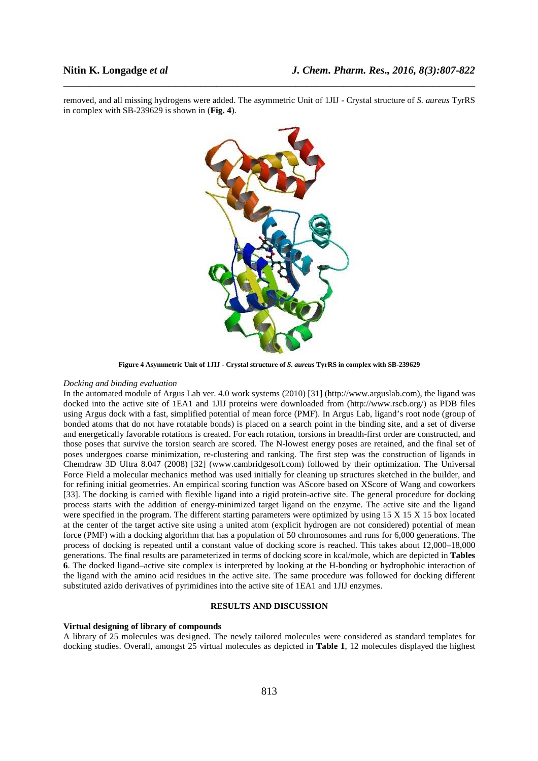removed, and all missing hydrogens were added. The asymmetric Unit of 1JIJ - Crystal structure of *S. aureus* TyrRS in complex with SB-239629 is shown in (**Fig. 4**).

**Figure 4 Asymmetric Unit of 1JIJ - Crystal structure of *S. aureus* TyrRS in complex with SB-239629**

*Docking and binding evaluation*

In the automated module of Argus Lab ver. 4.0 work systems (2010) [31] (http://www.arguslab.com), the ligand was docked into the active site of 1EA1 and 1JIJ proteins were downloaded from (http://www.rscb.org/) as PDB files using Argus dock with a fast, simplified potential of mean force (PMF). In Argus Lab, ligand's root node (group of bonded atoms that do not have rotatable bonds) is placed on a search point in the binding site, and a set of diverse and energetically favorable rotations is created. For each rotation, torsions in breadth-first order are constructed, and those poses that survive the torsion search are scored. The N-lowest energy poses are retained, and the final set of poses undergoes coarse minimization, re-clustering and ranking. The first step was the construction of ligands in Chemdraw 3D Ultra 8.047 (2008) [32] (www.cambridgesoft.com) followed by their optimization. The Universal Force Field a molecular mechanics method was used initially for cleaning up structures sketched in the builder, and for refining initial geometries. An empirical scoring function was AScore based on XScore of Wang and coworkers [33]. The docking is carried with flexible ligand into a rigid protein-active site. The general procedure for docking process starts with the addition of energy-minimized target ligand on the enzyme. The active site and the ligand were specified in the program. The different starting parameters were optimized by using 15 X 15 X 15 box located at the center of the target active site using a united atom (explicit hydrogen are not considered) potential of mean force (PMF) with a docking algorithm that has a population of 50 chromosomes and runs for 6,000 generations. The process of docking is repeated until a constant value of docking score is reached. This takes about 12,000–18,000 generations. The final results are parameterized in terms of docking score in kcal/mole, which are depicted in **Tables 6**. The docked ligand–active site complex is interpreted by looking at the H-bonding or hydrophobic interaction of the ligand with the amino acid residues in the active site. The same procedure was followed for docking different substituted azido derivatives of pyrimidines into the active site of 1EA1 and 1JIJ enzymes.

## RESULTS AND DISCUSSION

### Virtual designing of library of compounds

A library of 25 molecules was designed. The newly tailored molecules were considered as standard templates for docking studies. Overall, amongst 25 virtual molecules as depicted in **Table 1**, 12 molecules displayed the highest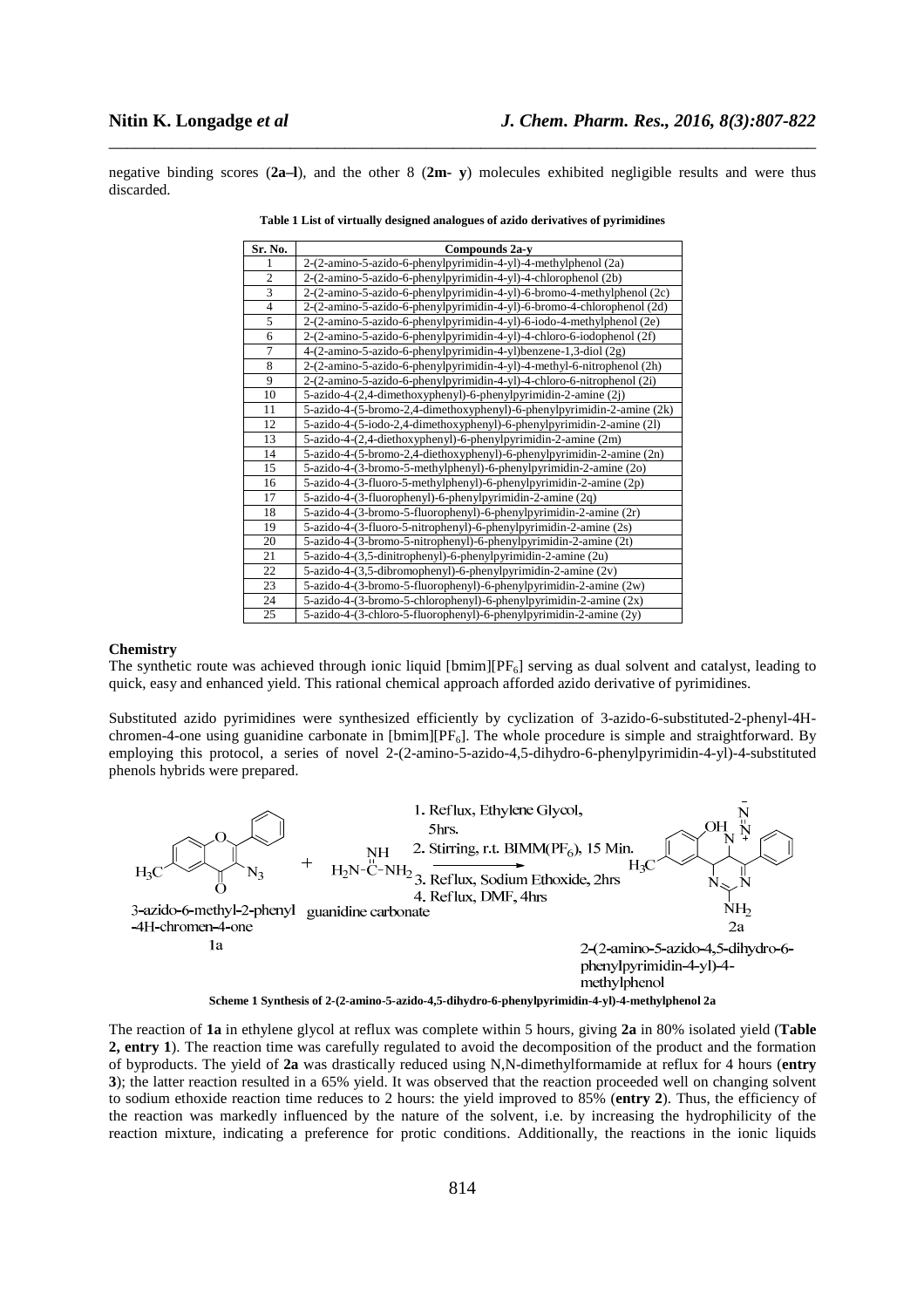negative binding scores (**2a–l**), and the other 8 (**2m- y**) molecules exhibited negligible results and were thus discarded.

**Table 1 List of virtually designed analogues of azido derivatives of pyrimidines**

| Sr. No. | Compounds 2a-y |
|---|---|
| 1 | 2-(2-amino-5-azido-6-phenylpyrimidin-4-yl)-4-methylphenol (2a) |
| 2 | 2-(2-amino-5-azido-6-phenylpyrimidin-4-yl)-4-chlorophenol (2b) |
| 3 | 2-(2-amino-5-azido-6-phenylpyrimidin-4-yl)-6-bromo-4-methylphenol (2c) |
| 4 | 2-(2-amino-5-azido-6-phenylpyrimidin-4-yl)-6-bromo-4-chlorophenol (2d) |
| 5 | 2-(2-amino-5-azido-6-phenylpyrimidin-4-yl)-6-iodo-4-methylphenol (2e) |
| 6 | 2-(2-amino-5-azido-6-phenylpyrimidin-4-yl)-4-chloro-6-iodophenol (2f) |
| 7 | 4-(2-amino-5-azido-6-phenylpyrimidin-4-yl)benzene-1,3-diol (2g) |
| 8 | 2-(2-amino-5-azido-6-phenylpyrimidin-4-yl)-4-methyl-6-nitrophenol (2h) |
| 9 | 2-(2-amino-5-azido-6-phenylpyrimidin-4-yl)-4-chloro-6-nitrophenol (2i) |
| 10 | 5-azido-4-(2,4-dimethoxyphenyl)-6-phenylpyrimidin-2-amine (2j) |
| 11 | 5-azido-4-(5-bromo-2,4-dimethoxyphenyl)-6-phenylpyrimidin-2-amine (2k) |
| 12 | 5-azido-4-(5-iodo-2,4-dimethoxyphenyl)-6-phenylpyrimidin-2-amine (2l) |
| 13 | 5-azido-4-(2,4-diethoxyphenyl)-6-phenylpyrimidin-2-amine (2m) |
| 14 | 5-azido-4-(5-bromo-2,4-diethoxyphenyl)-6-phenylpyrimidin-2-amine (2n) |
| 15 | 5-azido-4-(3-bromo-5-methylphenyl)-6-phenylpyrimidin-2-amine (2o) |
| 16 | 5-azido-4-(3-fluoro-5-methylphenyl)-6-phenylpyrimidin-2-amine (2p) |
| 17 | 5-azido-4-(3-fluorophenyl)-6-phenylpyrimidin-2-amine (2q) |
| 18 | 5-azido-4-(3-bromo-5-fluorophenyl)-6-phenylpyrimidin-2-amine (2r) |
| 19 | 5-azido-4-(3-fluoro-5-nitrophenyl)-6-phenylpyrimidin-2-amine (2s) |
| 20 | 5-azido-4-(3-bromo-5-nitrophenyl)-6-phenylpyrimidin-2-amine (2t) |
| 21 | 5-azido-4-(3,5-dinitrophenyl)-6-phenylpyrimidin-2-amine (2u) |
| 22 | 5-azido-4-(3,5-dibromophenyl)-6-phenylpyrimidin-2-amine (2v) |
| 23 | 5-azido-4-(3-bromo-5-fluorophenyl)-6-phenylpyrimidin-2-amine (2w) |
| 24 | 5-azido-4-(3-bromo-5-chlorophenyl)-6-phenylpyrimidin-2-amine (2x) |
| 25 | 5-azido-4-(3-chloro-5-fluorophenyl)-6-phenylpyrimidin-2-amine (2y) |

**Chemistry**

The synthetic route was achieved through ionic liquid [bmim][$PF_6$] serving as dual solvent and catalyst, leading to quick, easy and enhanced yield. This rational chemical approach afforded azido derivative of pyrimidines.

Substituted azido pyrimidines were synthesized efficiently by cyclization of 3-azido-6-substituted-2-phenyl-4H-chromen-4-one using guanidine carbonate in [bmim][$PF_6$]. The whole procedure is simple and straightforward. By employing this protocol, a series of novel 2-(2-amino-5-azido-4,5-dihydro-6-phenylpyrimidin-4-yl)-4-substituted phenols hybrids were prepared.

1. Reflux, Ethylene Glycol, 5hrs.
2. Stirring, r.t. BIMM($PF_6$), 15 Min.
3. Reflux, Sodium Ethoxide, 2hrs
4. Reflux, DMF, 4hrs

3-azido-6-methyl-2-phenyl-4H-chromen-4-one (1a) + guanidine carbonate → 2-(2-amino-5-azido-4,5-dihydro-6-phenylpyrimidin-4-yl)-4-methylphenol (2a)

**Scheme 1 Synthesis of 2-(2-amino-5-azido-4,5-dihydro-6-phenylpyrimidin-4-yl)-4-methylphenol 2a**

The reaction of **1a** in ethylene glycol at reflux was complete within 5 hours, giving **2a** in 80% isolated yield (**Table 2, entry 1**). The reaction time was carefully regulated to avoid the decomposition of the product and the formation of byproducts. The yield of **2a** was drastically reduced using N,N-dimethylformamide at reflux for 4 hours (**entry 3**); the latter reaction resulted in a 65% yield. It was observed that the reaction proceeded well on changing solvent to sodium ethoxide reaction time reduces to 2 hours: the yield improved to 85% (**entry 2**). Thus, the efficiency of the reaction was markedly influenced by the nature of the solvent, i.e. by increasing the hydrophilicity of the reaction mixture, indicating a preference for protic conditions. Additionally, the reactions in the ionic liquids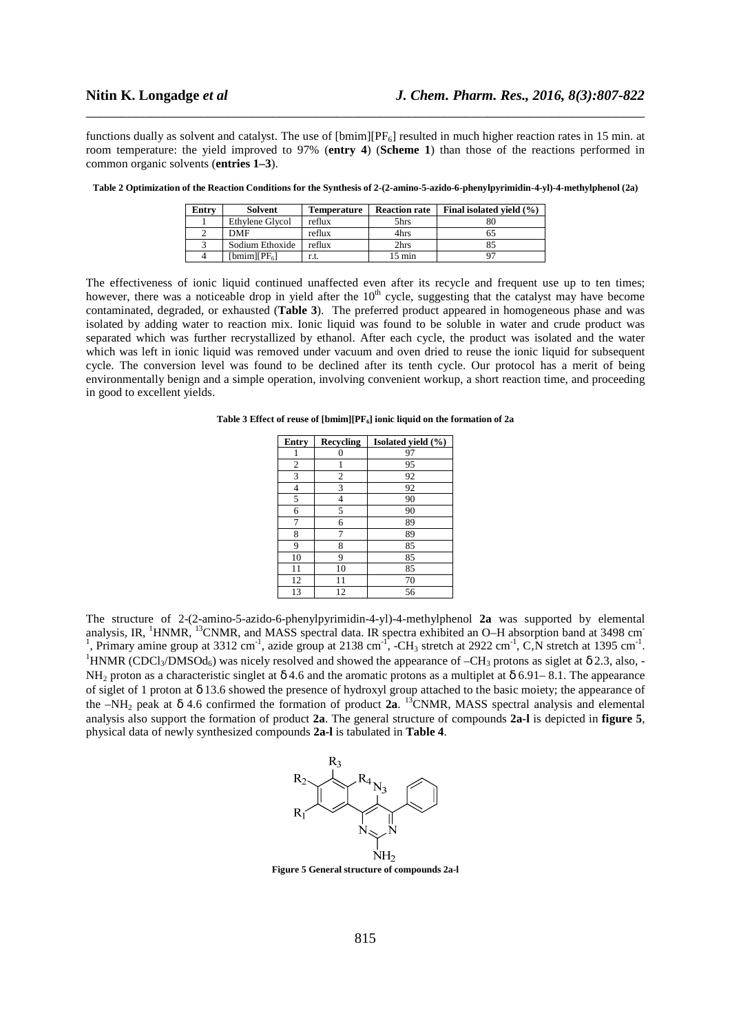functions dually as solvent and catalyst. The use of [bmim][$PF_6$] resulted in much higher reaction rates in 15 min. at room temperature: the yield improved to 97% (**entry 4**) (**Scheme 1**) than those of the reactions performed in common organic solvents (**entries 1–3**).

**Table 2 Optimization of the Reaction Conditions for the Synthesis of 2-(2-amino-5-azido-6-phenylpyrimidin-4-yl)-4-methylphenol (2a)**

| Entry | Solvent | Temperature | Reaction rate | Final isolated yield (%) |
|---|---|---|---|---|
| 1 | Ethylene Glycol | reflux | 5hrs | 80 |
| 2 | DMF | reflux | 4hrs | 65 |
| 3 | Sodium Ethoxide | reflux | 2hrs | 85 |
| 4 | [bmim][$PF_6$] | r.t. | 15 min | 97 |

The effectiveness of ionic liquid continued unaffected even after its recycle and frequent use up to ten times; however, there was a noticeable drop in yield after the 10th cycle, suggesting that the catalyst may have become contaminated, degraded, or exhausted (**Table 3**). The preferred product appeared in homogeneous phase and was isolated by adding water to reaction mix. Ionic liquid was found to be soluble in water and crude product was separated which was further recrystallized by ethanol. After each cycle, the product was isolated and the water which was left in ionic liquid was removed under vacuum and oven dried to reuse the ionic liquid for subsequent cycle. The conversion level was found to be declined after its tenth cycle. Our protocol has a merit of being environmentally benign and a simple operation, involving convenient workup, a short reaction time, and proceeding in good to excellent yields.

**Table 3 Effect of reuse of [bmim][$PF_6$] ionic liquid on the formation of 2a**

| Entry | Recycling | Isolated yield (%) |
|---|---|---|
| 1 | 0 | 97 |
| 2 | 1 | 95 |
| 3 | 2 | 92 |
| 4 | 3 | 92 |
| 5 | 4 | 90 |
| 6 | 5 | 90 |
| 7 | 6 | 89 |
| 8 | 7 | 89 |
| 9 | 8 | 85 |
| 10 | 9 | 85 |
| 11 | 10 | 85 |
| 12 | 11 | 70 |
| 13 | 12 | 56 |

The structure of 2-(2-amino-5-azido-6-phenylpyrimidin-4-yl)-4-methylphenol **2a** was supported by elemental analysis, IR, $^{1}$HNMR, $^{13}$CNMR, and MASS spectral data. IR spectra exhibited an O–H absorption band at 3498 $cm^{-1}$, Primary amine group at 3312 $cm^{-1}$, azide group at 2138 $cm^{-1}$, -$CH_3$ stretch at 2922 $cm^{-1}$, C,N stretch at 1395 $cm^{-1}$. $^{1}$HNMR ($CDCl_3$/DMSO$d_6$) was nicely resolved and showed the appearance of –$CH_3$ protons as siglet at δ 2.3, also, -$NH_2$ proton as a characteristic singlet at δ 4.6 and the aromatic protons as a multiplet at δ 6.91– 8.1. The appearance of siglet of 1 proton at δ 13.6 showed the presence of hydroxyl group attached to the basic moiety; the appearance of the –$NH_2$ peak at δ 4.6 confirmed the formation of product **2a**. $^{13}$CNMR, MASS spectral analysis and elemental analysis also support the formation of product **2a**. The general structure of compounds **2a-l** is depicted in **figure 5**, physical data of newly synthesized compounds **2a-l** is tabulated in **Table 4**.

**Figure 5 General structure of compounds 2a-l**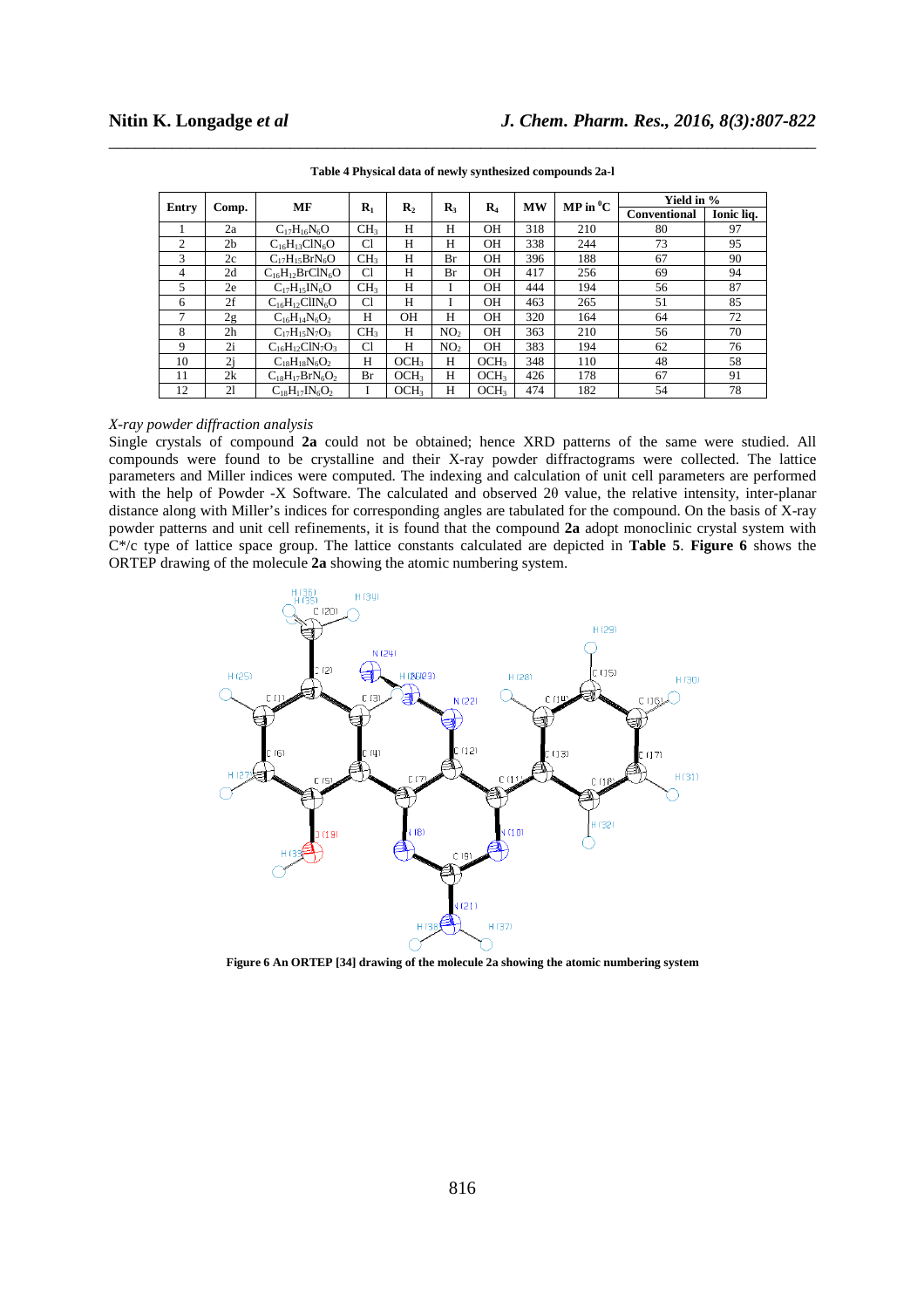**Table 4 Physical data of newly synthesized compounds 2a-l**

| Entry | Comp. | MF | $R_1$ | $R_2$ | $R_3$ | $R_4$ | MW | MP in $^0C$ | Yield in % | |
|---|---|---|---|---|---|---|---|---|---|---|
| | | | | | | | | | Conventional | Ionic liq. |
| 1 | 2a | $C_{17}H_{16}N_6O$ | $CH_3$ | H | H | OH | 318 | 210 | 80 | 97 |
| 2 | 2b | $C_{16}H_{13}ClN_6O$ | Cl | H | H | OH | 338 | 244 | 73 | 95 |
| 3 | 2c | $C_{17}H_{15}BrN_6O$ | $CH_3$ | H | Br | OH | 396 | 188 | 67 | 90 |
| 4 | 2d | $C_{16}H_{12}BrClN_6O$ | Cl | H | Br | OH | 417 | 256 | 69 | 94 |
| 5 | 2e | $C_{17}H_{15}IN_6O$ | $CH_3$ | H | I | OH | 444 | 194 | 56 | 87 |
| 6 | 2f | $C_{16}H_{12}ClIN_6O$ | Cl | H | I | OH | 463 | 265 | 51 | 85 |
| 7 | 2g | $C_{16}H_{14}N_6O_2$ | H | OH | H | OH | 320 | 164 | 64 | 72 |
| 8 | 2h | $C_{17}H_{15}N_7O_3$ | $CH_3$ | H | $NO_2$ | OH | 363 | 210 | 56 | 70 |
| 9 | 2i | $C_{16}H_{12}ClN_7O_3$ | Cl | H | $NO_2$ | OH | 383 | 194 | 62 | 76 |
| 10 | 2j | $C_{18}H_{18}N_6O_2$ | H | $OCH_3$ | H | $OCH_3$ | 348 | 110 | 48 | 58 |
| 11 | 2k | $C_{18}H_{17}BrN_6O_2$ | Br | $OCH_3$ | H | $OCH_3$ | 426 | 178 | 67 | 91 |
| 12 | 2l | $C_{18}H_{17}IN_6O_2$ | I | $OCH_3$ | H | $OCH_3$ | 474 | 182 | 54 | 78 |

*X-ray powder diffraction analysis*

Single crystals of compound **2a** could not be obtained; hence XRD patterns of the same were studied. All compounds were found to be crystalline and their X-ray powder diffractograms were collected. The lattice parameters and Miller indices were computed. The indexing and calculation of unit cell parameters are performed with the help of Powder -X Software. The calculated and observed 2θ value, the relative intensity, inter-planar distance along with Miller's indices for corresponding angles are tabulated for the compound. On the basis of X-ray powder patterns and unit cell refinements, it is found that the compound **2a** adopt monoclinic crystal system with C*/c type of lattice space group. The lattice constants calculated are depicted in **Table 5**. **Figure 6** shows the ORTEP drawing of the molecule **2a** showing the atomic numbering system.

**Figure 6 An ORTEP [34] drawing of the molecule 2a showing the atomic numbering system**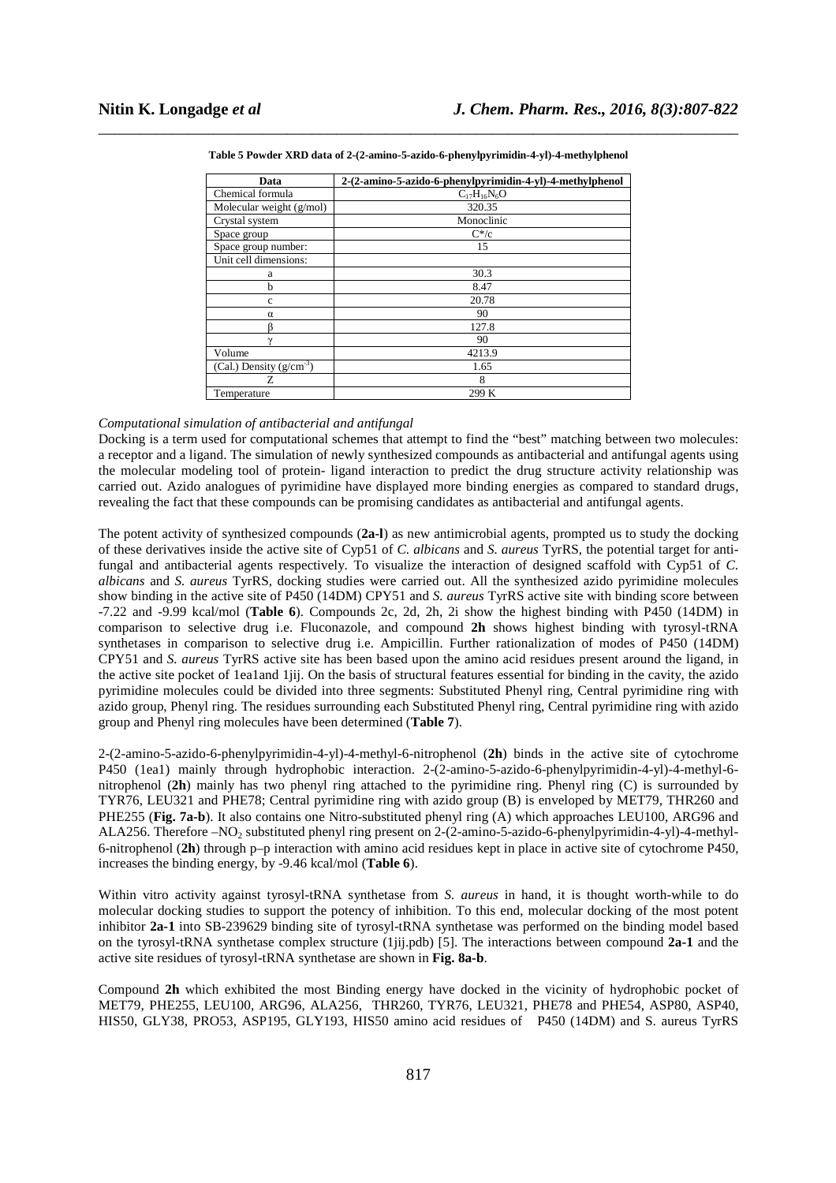**Table 5 Powder XRD data of 2-(2-amino-5-azido-6-phenylpyrimidin-4-yl)-4-methylphenol**

| Data | 2-(2-amino-5-azido-6-phenylpyrimidin-4-yl)-4-methylphenol |
|---|---|
| Chemical formula | $C_{17}H_{16}N_6O$ |
| Molecular weight (g/mol) | 320.35 |
| Crystal system | Monoclinic |
| Space group | C*/c |
| Space group number: | 15 |
| Unit cell dimensions: | |
| a | 30.3 |
| b | 8.47 |
| c | 20.78 |
| α | 90 |
| β | 127.8 |
| γ | 90 |
| Volume | 4213.9 |
| (Cal.) Density ($g/cm^{-3}$) | 1.65 |
| Z | 8 |
| Temperature | 299 K |

*Computational simulation of antibacterial and antifungal*

Docking is a term used for computational schemes that attempt to find the "best" matching between two molecules: a receptor and a ligand. The simulation of newly synthesized compounds as antibacterial and antifungal agents using the molecular modeling tool of protein- ligand interaction to predict the drug structure activity relationship was carried out. Azido analogues of pyrimidine have displayed more binding energies as compared to standard drugs, revealing the fact that these compounds can be promising candidates as antibacterial and antifungal agents.

The potent activity of synthesized compounds (**2a-l**) as new antimicrobial agents, prompted us to study the docking of these derivatives inside the active site of Cyp51 of *C. albicans* and *S. aureus* TyrRS, the potential target for anti-fungal and antibacterial agents respectively. To visualize the interaction of designed scaffold with Cyp51 of *C. albicans* and *S. aureus* TyrRS, docking studies were carried out. All the synthesized azido pyrimidine molecules show binding in the active site of P450 (14DM) CPY51 and *S. aureus* TyrRS active site with binding score between -7.22 and -9.99 kcal/mol (**Table 6**). Compounds 2c, 2d, 2h, 2i show the highest binding with P450 (14DM) in comparison to selective drug i.e. Fluconazole, and compound **2h** shows highest binding with tyrosyl-tRNA synthetases in comparison to selective drug i.e. Ampicillin. Further rationalization of modes of P450 (14DM) CPY51 and *S. aureus* TyrRS active site has been based upon the amino acid residues present around the ligand, in the active site pocket of 1ea1and 1jij. On the basis of structural features essential for binding in the cavity, the azido pyrimidine molecules could be divided into three segments: Substituted Phenyl ring, Central pyrimidine ring with azido group, Phenyl ring. The residues surrounding each Substituted Phenyl ring, Central pyrimidine ring with azido group and Phenyl ring molecules have been determined (**Table 7**).

2-(2-amino-5-azido-6-phenylpyrimidin-4-yl)-4-methyl-6-nitrophenol (**2h**) binds in the active site of cytochrome P450 (1ea1) mainly through hydrophobic interaction. 2-(2-amino-5-azido-6-phenylpyrimidin-4-yl)-4-methyl-6-nitrophenol (**2h**) mainly has two phenyl ring attached to the pyrimidine ring. Phenyl ring (C) is surrounded by TYR76, LEU321 and PHE78; Central pyrimidine ring with azido group (B) is enveloped by MET79, THR260 and PHE255 (**Fig. 7a-b**). It also contains one Nitro-substituted phenyl ring (A) which approaches LEU100, ARG96 and ALA256. Therefore $-NO_2$ substituted phenyl ring present on 2-(2-amino-5-azido-6-phenylpyrimidin-4-yl)-4-methyl-6-nitrophenol (**2h**) through p–p interaction with amino acid residues kept in place in active site of cytochrome P450, increases the binding energy, by -9.46 kcal/mol (**Table 6**).

Within in vitro activity against tyrosyl-tRNA synthetase from *S. aureus* in hand, it is thought worth-while to do molecular docking studies to support the potency of inhibition. To this end, molecular docking of the most potent inhibitor **2a-1** into SB-239629 binding site of tyrosyl-tRNA synthetase was performed on the binding model based on the tyrosyl-tRNA synthetase complex structure (1jij.pdb) [5]. The interactions between compound **2a-1** and the active site residues of tyrosyl-tRNA synthetase are shown in **Fig. 8a-b**.

Compound **2h** which exhibited the most Binding energy have docked in the vicinity of hydrophobic pocket of MET79, PHE255, LEU100, ARG96, ALA256, THR260, TYR76, LEU321, PHE78 and PHE54, ASP80, ASP40, HIS50, GLY38, PRO53, ASP195, GLY193, HIS50 amino acid residues of P450 (14DM) and S. aureus TyrRS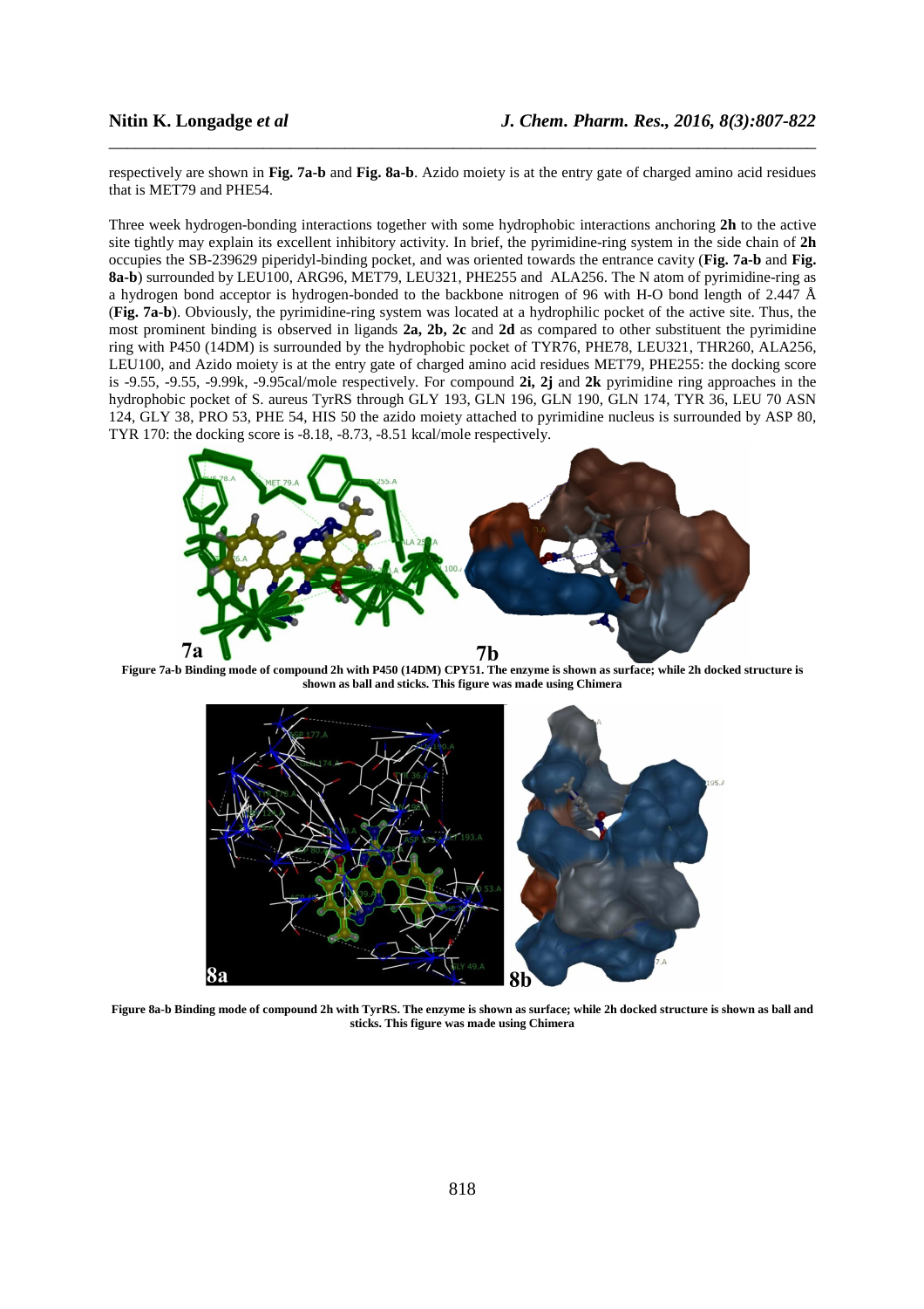respectively are shown in **Fig. 7a-b** and **Fig. 8a-b**. Azido moiety is at the entry gate of charged amino acid residues that is MET79 and PHE54.

Three week hydrogen-bonding interactions together with some hydrophobic interactions anchoring **2h** to the active site tightly may explain its excellent inhibitory activity. In brief, the pyrimidine-ring system in the side chain of **2h** occupies the SB-239629 piperidyl-binding pocket, and was oriented towards the entrance cavity (**Fig. 7a-b** and **Fig. 8a-b**) surrounded by LEU100, ARG96, MET79, LEU321, PHE255 and ALA256. The N atom of pyrimidine-ring as a hydrogen bond acceptor is hydrogen-bonded to the backbone nitrogen of 96 with H-O bond length of 2.447 Å (**Fig. 7a-b**). Obviously, the pyrimidine-ring system was located at a hydrophilic pocket of the active site. Thus, the most prominent binding is observed in ligands **2a, 2b, 2c** and **2d** as compared to other substituent the pyrimidine ring with P450 (14DM) is surrounded by the hydrophobic pocket of TYR76, PHE78, LEU321, THR260, ALA256, LEU100, and Azido moiety is at the entry gate of charged amino acid residues MET79, PHE255: the docking score is -9.55, -9.55, -9.99k, -9.95cal/mole respectively. For compound **2i, 2j** and **2k** pyrimidine ring approaches in the hydrophobic pocket of S. aureus TyrRS through GLY 193, GLN 196, GLN 190, GLN 174, TYR 36, LEU 70 ASN 124, GLY 38, PRO 53, PHE 54, HIS 50 the azido moiety attached to pyrimidine nucleus is surrounded by ASP 80, TYR 170: the docking score is -8.18, -8.73, -8.51 kcal/mole respectively.

**Figure 7a-b Binding mode of compound 2h with P450 (14DM) CPY51. The enzyme is shown as surface; while 2h docked structure is shown as ball and sticks. This figure was made using Chimera**

**Figure 8a-b Binding mode of compound 2h with TyrRS. The enzyme is shown as surface; while 2h docked structure is shown as ball and sticks. This figure was made using Chimera**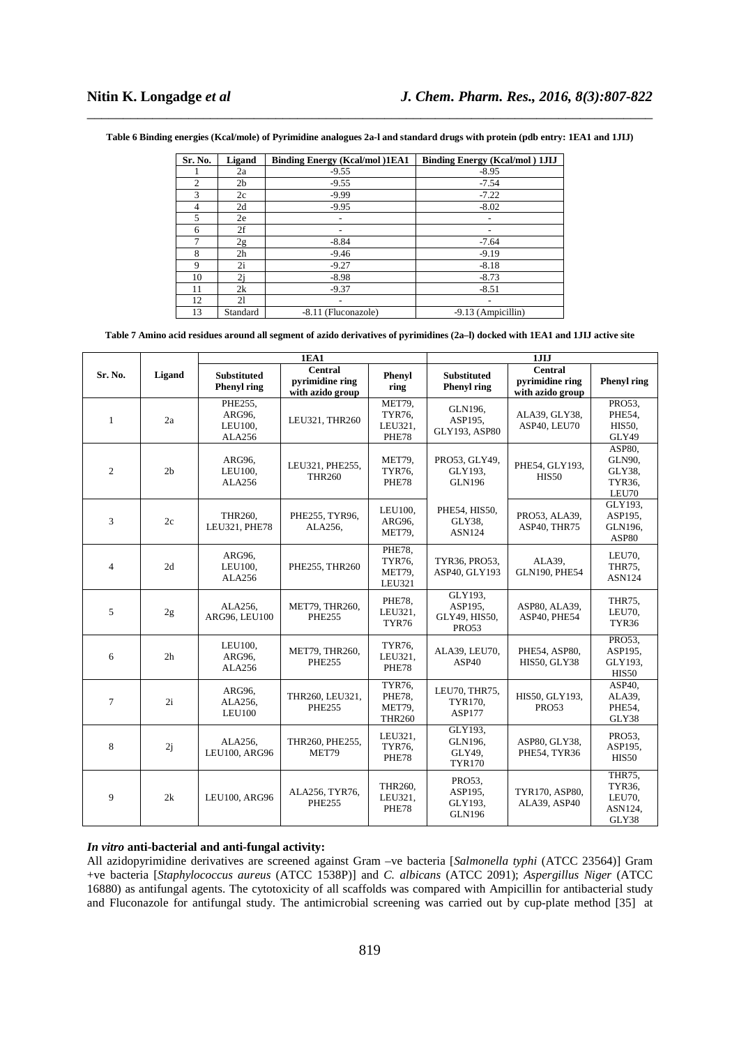**Table 6 Binding energies (Kcal/mole) of Pyrimidine analogues 2a-l and standard drugs with protein (pdb entry: 1EA1 and 1JIJ)**

| Sr. No. | Ligand | Binding Energy (Kcal/mol )1EA1 | Binding Energy (Kcal/mol ) 1JIJ |
|---|---|---|---|
| 1 | 2a | -9.55 | -8.95 |
| 2 | 2b | -9.55 | -7.54 |
| 3 | 2c | -9.99 | -7.22 |
| 4 | 2d | -9.95 | -8.02 |
| 5 | 2e | - | - |
| 6 | 2f | - | - |
| 7 | 2g | -8.84 | -7.64 |
| 8 | 2h | -9.46 | -9.19 |
| 9 | 2i | -9.27 | -8.18 |
| 10 | 2j | -8.98 | -8.73 |
| 11 | 2k | -9.37 | -8.51 |
| 12 | 2l | - | - |
| 13 | Standard | -8.11 (Fluconazole) | -9.13 (Ampicillin) |

**Table 7 Amino acid residues around all segment of azido derivatives of pyrimidines (2a–l) docked with 1EA1 and 1JIJ active site**

| Sr. No. | Ligand | 1EA1 | | | 1JIJ | | |
|---|---|---|---|---|---|---|---|
| | | Substituted Phenyl ring | Central pyrimidine ring with azido group | Phenyl ring | Substituted Phenyl ring | Central pyrimidine ring with azido group | Phenyl ring |
| 1 | 2a | PHE255, ARG96, LEU100, ALA256 | LEU321, THR260 | MET79, TYR76, LEU321, PHE78 | GLN196, ASP195, GLY193, ASP80 | ALA39, GLY38, ASP40, LEU70 | PRO53, PHE54, HIS50, GLY49 |
| 2 | 2b | ARG96, LEU100, ALA256 | LEU321, PHE255, THR260 | MET79, TYR76, PHE78 | PRO53, GLY49, GLY193, GLN196 | PHE54, GLY193, HIS50 | ASP80, GLN90, GLY38, TYR36, LEU70 |
| 3 | 2c | THR260, LEU321, PHE78 | PHE255, TYR96, ALA256, | LEU100, ARG96, MET79, | PHE54, HIS50, GLY38, ASN124 | PRO53, ALA39, ASP40, THR75 | GLY193, ASP195, GLN196, ASP80 |
| 4 | 2d | ARG96, LEU100, ALA256 | PHE255, THR260 | PHE78, TYR76, MET79, LEU321 | TYR36, PRO53, ASP40, GLY193 | ALA39, GLN190, PHE54 | LEU70, THR75, ASN124 |
| 5 | 2g | ALA256, ARG96, LEU100 | MET79, THR260, PHE255 | PHE78, LEU321, TYR76 | GLY193, ASP195, GLY49, HIS50, PRO53 | ASP80, ALA39, ASP40, PHE54 | THR75, LEU70, TYR36 |
| 6 | 2h | LEU100, ARG96, ALA256 | MET79, THR260, PHE255 | TYR76, LEU321, PHE78 | ALA39, LEU70, ASP40 | PHE54, ASP80, HIS50, GLY38 | PRO53, ASP195, GLY193, HIS50 |
| 7 | 2i | ARG96, ALA256, LEU100 | THR260, LEU321, PHE255 | TYR76, PHE78, MET79, THR260 | LEU70, THR75, TYR170, ASP177 | HIS50, GLY193, PRO53 | ASP40, ALA39, PHE54, GLY38 |
| 8 | 2j | ALA256, LEU100, ARG96 | THR260, PHE255, MET79 | LEU321, TYR76, PHE78 | GLY193, GLN196, GLY49, TYR170 | ASP80, GLY38, PHE54, TYR36 | PRO53, ASP195, HIS50 |
| 9 | 2k | LEU100, ARG96 | ALA256, TYR76, PHE255 | THR260, LEU321, PHE78 | PRO53, ASP195, GLY193, GLN196 | TYR170, ASP80, ALA39, ASP40 | THR75, TYR36, LEU70, ASN124, GLY38 |

### *In vitro* anti-bacterial and anti-fungal activity:

All azidopyrimidine derivatives are screened against Gram –ve bacteria [*Salmonella typhi* (ATCC 23564)] Gram +ve bacteria [*Staphylococcus aureus* (ATCC 1538P)] and *C. albicans* (ATCC 2091); *Aspergillus Niger* (ATCC 16880) as antifungal agents. The cytotoxicity of all scaffolds was compared with Ampicillin for antibacterial study and Fluconazole for antifungal study. The antimicrobial screening was carried out by cup-plate method [35] at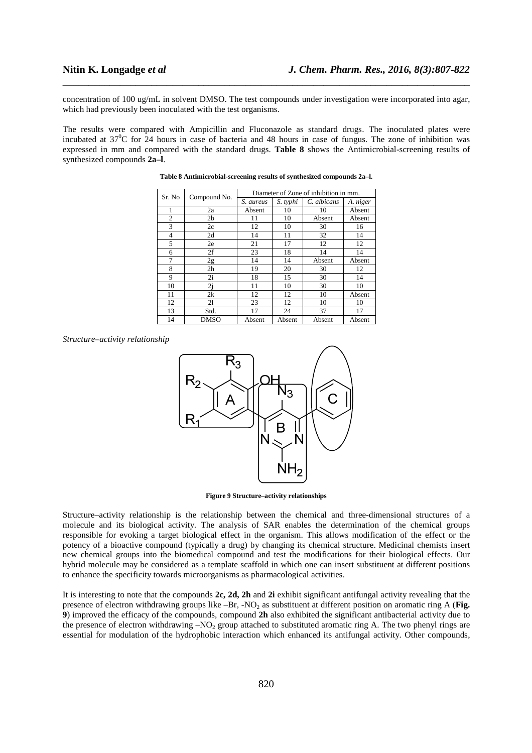concentration of 100 ug/mL in solvent DMSO. The test compounds under investigation were incorporated into agar, which had previously been inoculated with the test organisms.

The results were compared with Ampicillin and Fluconazole as standard drugs. The inoculated plates were incubated at $37^0$C for 24 hours in case of bacteria and 48 hours in case of fungus. The zone of inhibition was expressed in mm and compared with the standard drugs. **Table 8** shows the Antimicrobial-screening results of synthesized compounds **2a–l**.

**Table 8 Antimicrobial-screening results of synthesized compounds 2a–l.**

| Sr. No | Compound No. | Diameter of Zone of inhibition in mm. | | | |
|---|---|---|---|---|---|
| | | *S. aureus* | *S. typhi* | *C. albicans* | *A. niger* |
| 1 | 2a | Absent | 10 | 10 | Absent |
| 2 | 2b | 11 | 10 | Absent | Absent |
| 3 | 2c | 12 | 10 | 30 | 16 |
| 4 | 2d | 14 | 11 | 32 | 14 |
| 5 | 2e | 21 | 17 | 12 | 12 |
| 6 | 2f | 23 | 18 | 14 | 14 |
| 7 | 2g | 14 | 14 | Absent | Absent |
| 8 | 2h | 19 | 20 | 30 | 12 |
| 9 | 2i | 18 | 15 | 30 | 14 |
| 10 | 2j | 11 | 10 | 30 | 10 |
| 11 | 2k | 12 | 12 | 10 | Absent |
| 12 | 2l | 23 | 12 | 10 | 10 |
| 13 | Std. | 17 | 24 | 37 | 17 |
| 14 | DMSO | Absent | Absent | Absent | Absent |

*Structure–activity relationship*

**Figure 9 Structure–activity relationships**

Structure–activity relationship is the relationship between the chemical and three-dimensional structures of a molecule and its biological activity. The analysis of SAR enables the determination of the chemical groups responsible for evoking a target biological effect in the organism. This allows modification of the effect or the potency of a bioactive compound (typically a drug) by changing its chemical structure. Medicinal chemists insert new chemical groups into the biomedical compound and test the modifications for their biological effects. Our hybrid molecule may be considered as a template scaffold in which one can insert substituent at different positions to enhance the specificity towards microorganisms as pharmacological activities.

It is interesting to note that the compounds **2c, 2d, 2h** and **2i** exhibit significant antifungal activity revealing that the presence of electron withdrawing groups like –Br, -$NO_2$ as substituent at different position on aromatic ring A (**Fig. 9**) improved the efficacy of the compounds, compound **2h** also exhibited the significant antibacterial activity due to the presence of electron withdrawing –$NO_2$ group attached to substituted aromatic ring A. The two phenyl rings are essential for modulation of the hydrophobic interaction which enhanced its antifungal activity. Other compounds,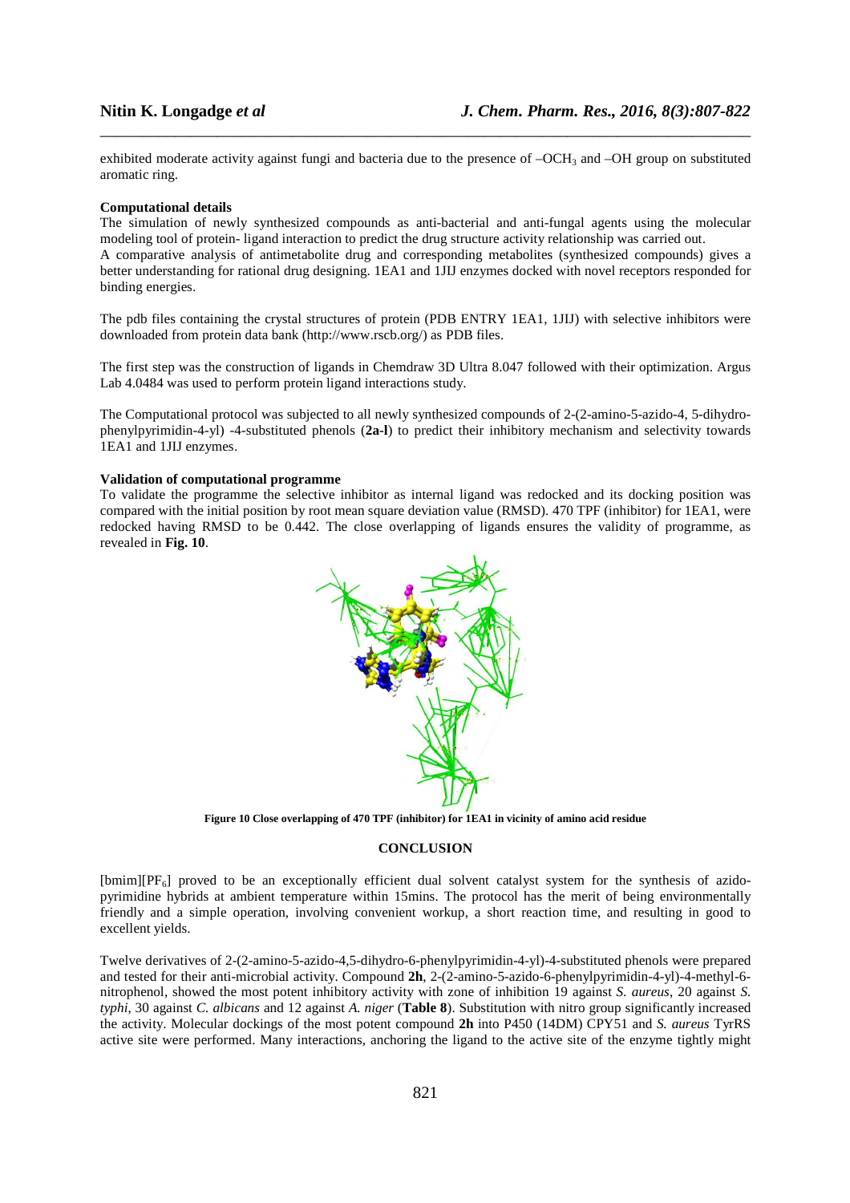exhibited moderate activity against fungi and bacteria due to the presence of $-OCH_3$ and –OH group on substituted aromatic ring.

**Computational details**

The simulation of newly synthesized compounds as anti-bacterial and anti-fungal agents using the molecular modeling tool of protein- ligand interaction to predict the drug structure activity relationship was carried out.

A comparative analysis of antimetabolite drug and corresponding metabolites (synthesized compounds) gives a better understanding for rational drug designing. 1EA1 and 1JIJ enzymes docked with novel receptors responded for binding energies.

The pdb files containing the crystal structures of protein (PDB ENTRY 1EA1, 1JIJ) with selective inhibitors were downloaded from protein data bank (http://www.rscb.org/) as PDB files.

The first step was the construction of ligands in Chemdraw 3D Ultra 8.047 followed with their optimization. Argus Lab 4.0484 was used to perform protein ligand interactions study.

The Computational protocol was subjected to all newly synthesized compounds of 2-(2-amino-5-azido-4, 5-dihydro-phenylpyrimidin-4-yl) -4-substituted phenols (**2a-l**) to predict their inhibitory mechanism and selectivity towards 1EA1 and 1JIJ enzymes.

**Validation of computational programme**

To validate the programme the selective inhibitor as internal ligand was redocked and its docking position was compared with the initial position by root mean square deviation value (RMSD). 470 TPF (inhibitor) for 1EA1, were redocked having RMSD to be 0.442. The close overlapping of ligands ensures the validity of programme, as revealed in **Fig. 10**.

**Figure 10 Close overlapping of 470 TPF (inhibitor) for 1EA1 in vicinity of amino acid residue**

## CONCLUSION

[bmim][$PF_6$] proved to be an exceptionally efficient dual solvent catalyst system for the synthesis of azido-pyrimidine hybrids at ambient temperature within 15mins. The protocol has the merit of being environmentally friendly and a simple operation, involving convenient workup, a short reaction time, and resulting in good to excellent yields.

Twelve derivatives of 2-(2-amino-5-azido-4,5-dihydro-6-phenylpyrimidin-4-yl)-4-substituted phenols were prepared and tested for their anti-microbial activity. Compound **2h**, 2-(2-amino-5-azido-6-phenylpyrimidin-4-yl)-4-methyl-6-nitrophenol, showed the most potent inhibitory activity with zone of inhibition 19 against *S. aureus*, 20 against *S. typhi*, 30 against *C. albicans* and 12 against *A. niger* (**Table 8**). Substitution with nitro group significantly increased the activity. Molecular dockings of the most potent compound **2h** into P450 (14DM) CPY51 and *S. aureus* TyrRS active site were performed. Many interactions, anchoring the ligand to the active site of the enzyme tightly might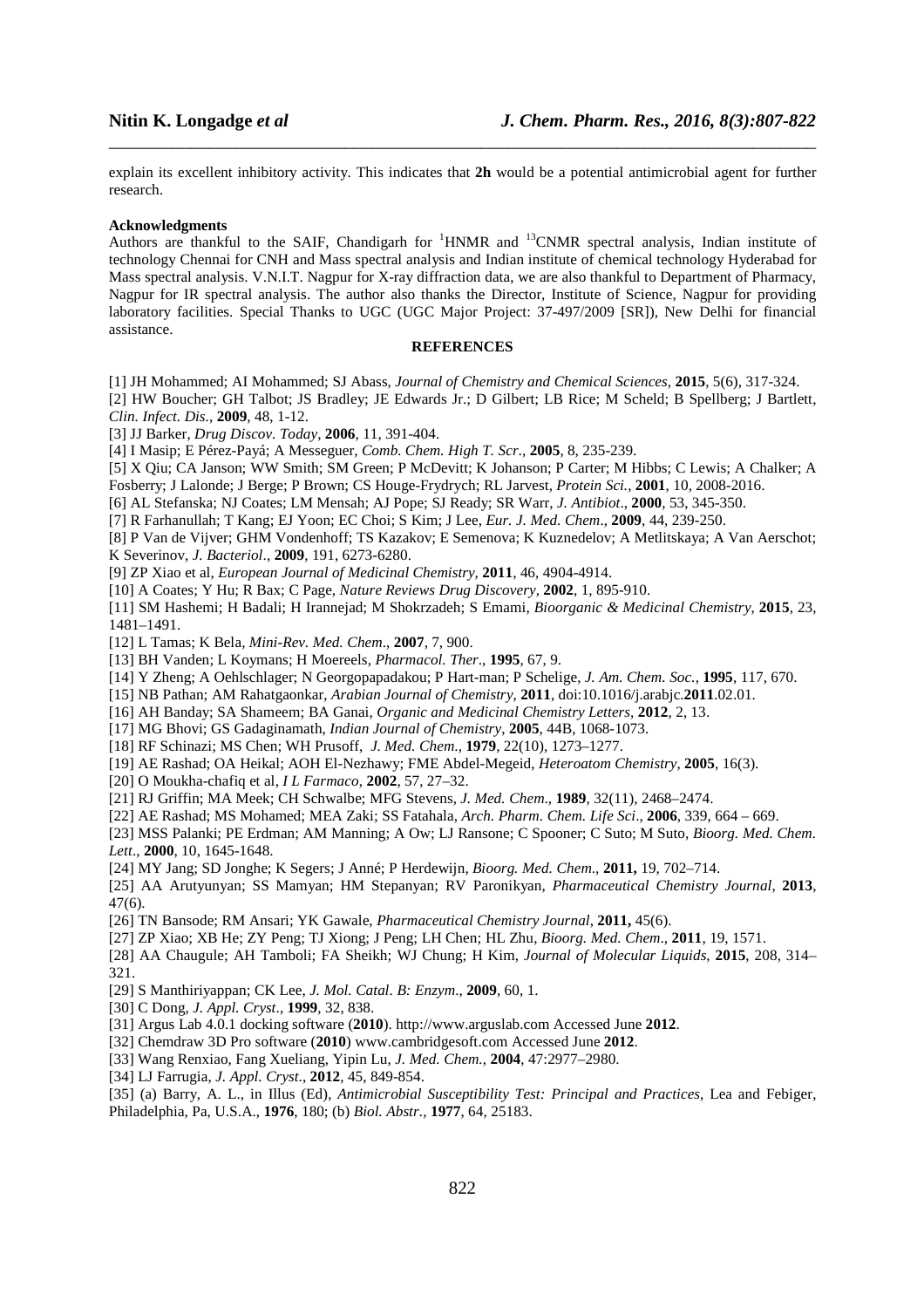explain its excellent inhibitory activity. This indicates that **2h** would be a potential antimicrobial agent for further research.

**Acknowledgments**

Authors are thankful to the SAIF, Chandigarh for $^{1}$HNMR and $^{13}$CNMR spectral analysis, Indian institute of technology Chennai for CNH and Mass spectral analysis and Indian institute of chemical technology Hyderabad for Mass spectral analysis. V.N.I.T. Nagpur for X-ray diffraction data, we are also thankful to Department of Pharmacy, Nagpur for IR spectral analysis. The author also thanks the Director, Institute of Science, Nagpur for providing laboratory facilities. Special Thanks to UGC (UGC Major Project: 37-497/2009 [SR]), New Delhi for financial assistance.

## REFERENCES

[1] JH Mohammed; AI Mohammed; SJ Abass, *Journal of Chemistry and Chemical Sciences*, **2015**, 5(6), 317-324.

[2] HW Boucher; GH Talbot; JS Bradley; JE Edwards Jr.; D Gilbert; LB Rice; M Scheld; B Spellberg; J Bartlett, *Clin. Infect. Dis*., **2009**, 48, 1-12.

[3] JJ Barker, *Drug Discov. Today*, **2006**, 11, 391-404.

[4] I Masip; E Pérez-Payá; A Messeguer, *Comb. Chem. High T. Scr*., **2005**, 8, 235-239.

[5] X Qiu; CA Janson; WW Smith; SM Green; P McDevitt; K Johanson; P Carter; M Hibbs; C Lewis; A Chalker; A Fosberry; J Lalonde; J Berge; P Brown; CS Houge-Frydrych; RL Jarvest, *Protein Sci.*, **2001**, 10, 2008-2016.

[6] AL Stefanska; NJ Coates; LM Mensah; AJ Pope; SJ Ready; SR Warr, *J. Antibiot*., **2000**, 53, 345-350.

[7] R Farhanullah; T Kang; EJ Yoon; EC Choi; S Kim; J Lee, *Eur. J. Med. Chem*., **2009**, 44, 239-250.

[8] P Van de Vijver; GHM Vondenhoff; TS Kazakov; E Semenova; K Kuznedelov; A Metlitskaya; A Van Aerschot; K Severinov, *J. Bacteriol*., **2009**, 191, 6273-6280.

[9] ZP Xiao et al, *European Journal of Medicinal Chemistry*, **2011**, 46, 4904-4914.

[10] A Coates; Y Hu; R Bax; C Page, *Nature Reviews Drug Discovery*, **2002**, 1, 895-910.

[11] SM Hashemi; H Badali; H Irannejad; M Shokrzadeh; S Emami, *Bioorganic & Medicinal Chemistry*, **2015**, 23, 1481–1491.

[12] L Tamas; K Bela, *Mini-Rev. Med. Chem*., **2007**, 7, 900.

[13] BH Vanden; L Koymans; H Moereels, *Pharmacol. Ther*., **1995**, 67, 9.

[14] Y Zheng; A Oehlschlager; N Georgopapadakou; P Hart-man; P Schelige, *J. Am. Chem. Soc.*, **1995**, 117, 670.

[15] NB Pathan; AM Rahatgaonkar, *Arabian Journal of Chemistry*, **2011**, doi:10.1016/j.arabjc.**2011**.02.01.

[16] AH Banday; SA Shameem; BA Ganai, *Organic and Medicinal Chemistry Letters*, **2012**, 2, 13.

[17] MG Bhovi; GS Gadaginamath, *Indian Journal of Chemistry*, **2005**, 44B, 1068-1073.

[18] RF Schinazi; MS Chen; WH Prusoff, *J. Med. Chem*., **1979**, 22(10), 1273–1277.

[19] AE Rashad; OA Heikal; AOH El-Nezhawy; FME Abdel-Megeid, *Heteroatom Chemistry*, **2005**, 16(3).

[20] O Moukha-chafiq et al, *I L Farmaco*, **2002**, 57, 27–32.

[21] RJ Griffin; MA Meek; CH Schwalbe; MFG Stevens, *J. Med. Chem*., **1989**, 32(11), 2468–2474.

[22] AE Rashad; MS Mohamed; MEA Zaki; SS Fatahala, *Arch. Pharm. Chem. Life Sci*., **2006**, 339, 664 – 669.

[23] MSS Palanki; PE Erdman; AM Manning; A Ow; LJ Ransone; C Spooner; C Suto; M Suto, *Bioorg. Med. Chem. Lett*., **2000**, 10, 1645-1648.

[24] MY Jang; SD Jonghe; K Segers; J Anné; P Herdewijn, *Bioorg. Med. Chem*., **2011,** 19, 702–714.

[25] AA Arutyunyan; SS Mamyan; HM Stepanyan; RV Paronikyan, *Pharmaceutical Chemistry Journal*, **2013**, 47(6).

[26] TN Bansode; RM Ansari; YK Gawale, *Pharmaceutical Chemistry Journal*, **2011,** 45(6).

[27] ZP Xiao; XB He; ZY Peng; TJ Xiong; J Peng; LH Chen; HL Zhu, *Bioorg. Med. Chem*., **2011**, 19, 1571.

[28] AA Chaugule; AH Tamboli; FA Sheikh; WJ Chung; H Kim, *Journal of Molecular Liquids*, **2015**, 208, 314–321.

[29] S Manthiriyappan; CK Lee, *J. Mol. Catal. B: Enzym*., **2009**, 60, 1.

[30] C Dong, *J. Appl. Cryst*., **1999**, 32, 838.

[31] Argus Lab 4.0.1 docking software (**2010**). http://www.arguslab.com Accessed June **2012**.

[32] Chemdraw 3D Pro software (**2010**) www.cambridgesoft.com Accessed June **2012**.

[33] Wang Renxiao, Fang Xueliang, Yipin Lu, *J. Med. Chem.*, **2004**, 47:2977–2980.

[34] LJ Farrugia, *J. Appl. Cryst*., **2012**, 45, 849-854.

[35] (a) Barry, A. L., in Illus (Ed), *Antimicrobial Susceptibility Test: Principal and Practices*, Lea and Febiger, Philadelphia, Pa, U.S.A., **1976**, 180; (b) *Biol. Abstr.*, **1977**, 64, 25183.